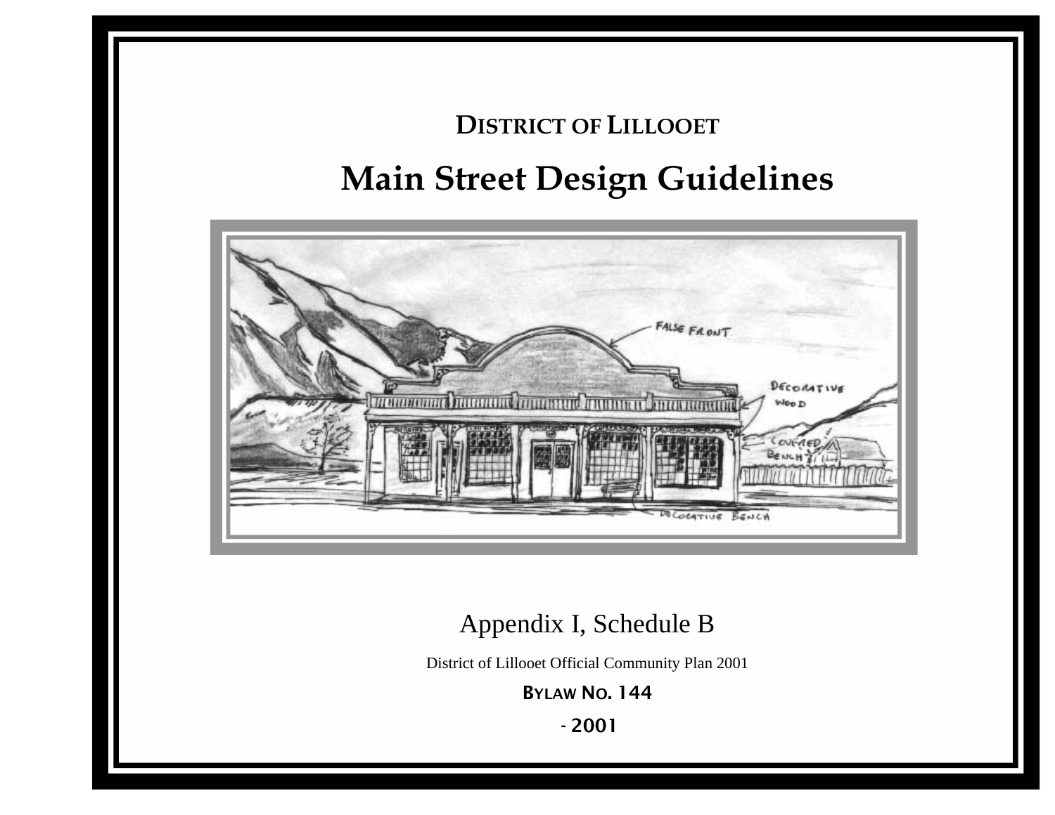**DISTRICT OF LILLOOET**

# Main Street Design Guidelines

Appendix I, Schedule B

District of Lillooet Official Community Plan 2001

**BYLAW NO. 144**

**- 2001**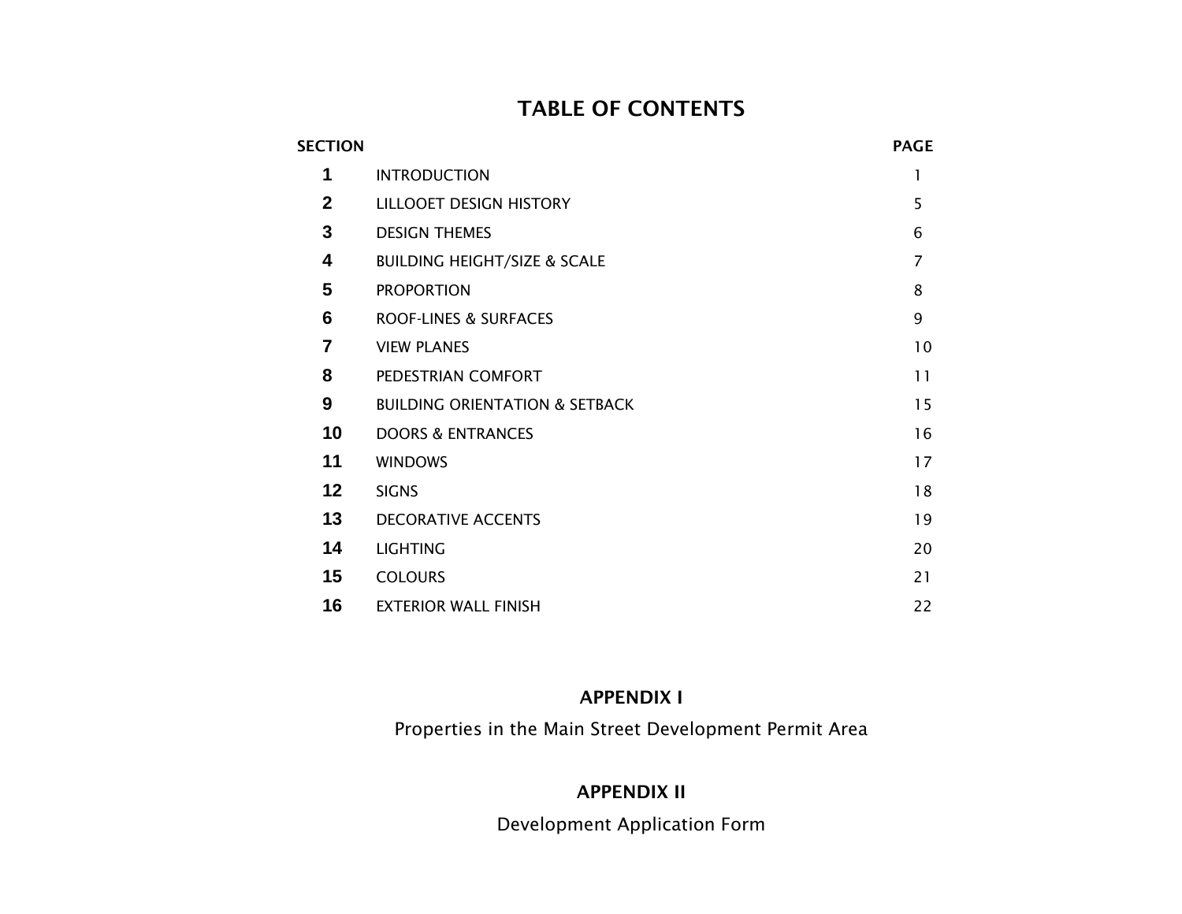# TABLE OF CONTENTS

| SECTION | | PAGE |
| --- | --- | --- |
| **1** | INTRODUCTION | 1 |
| **2** | LILLOOET DESIGN HISTORY | 5 |
| **3** | DESIGN THEMES | 6 |
| **4** | BUILDING HEIGHT/SIZE & SCALE | 7 |
| **5** | PROPORTION | 8 |
| **6** | ROOF-LINES & SURFACES | 9 |
| **7** | VIEW PLANES | 10 |
| **8** | PEDESTRIAN COMFORT | 11 |
| **9** | BUILDING ORIENTATION & SETBACK | 15 |
| **10** | DOORS & ENTRANCES | 16 |
| **11** | WINDOWS | 17 |
| **12** | SIGNS | 18 |
| **13** | DECORATIVE ACCENTS | 19 |
| **14** | LIGHTING | 20 |
| **15** | COLOURS | 21 |
| **16** | EXTERIOR WALL FINISH | 22 |

**APPENDIX I**

Properties in the Main Street Development Permit Area

**APPENDIX II**

Development Application Form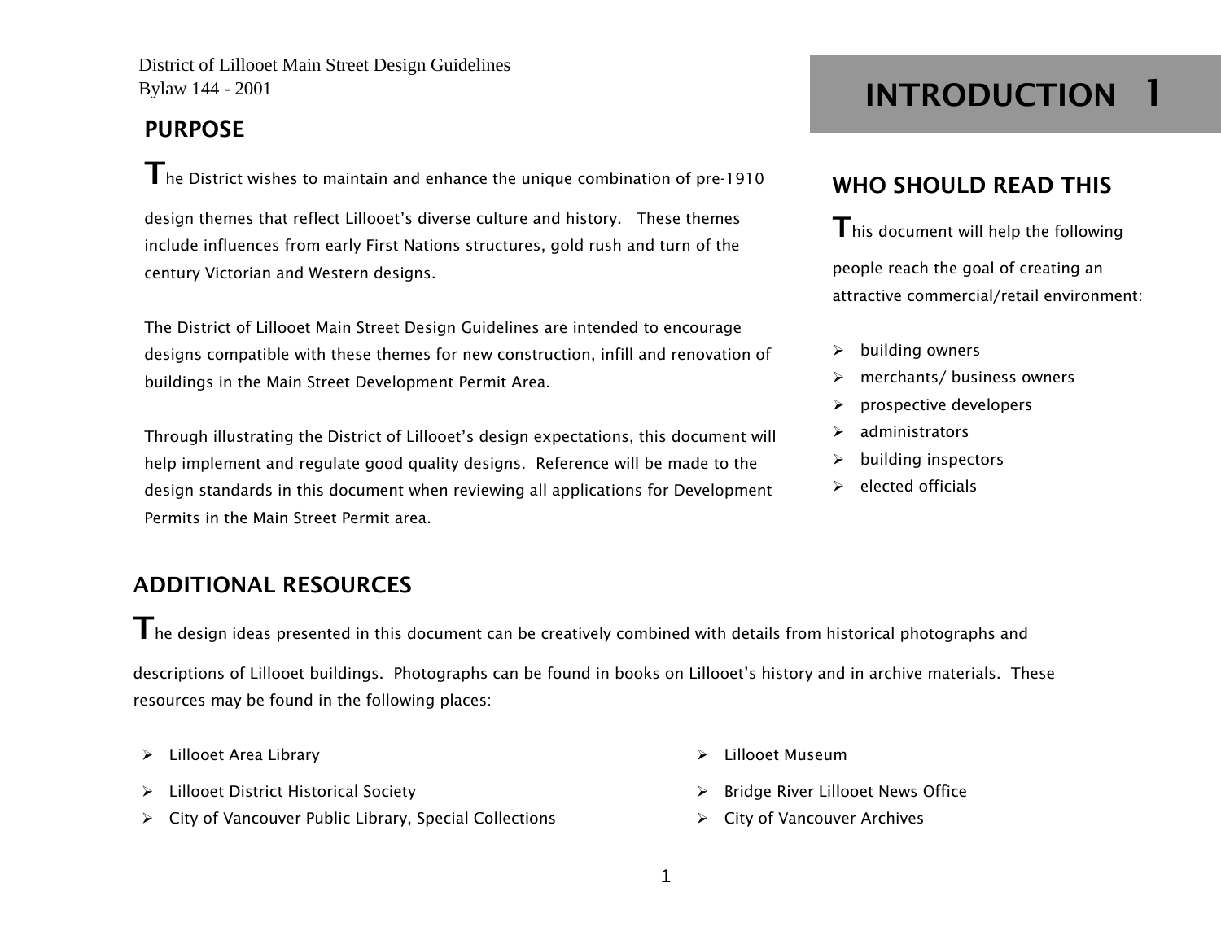District of Lillooet Main Street Design Guidelines
Bylaw 144 - 2001

# INTRODUCTION 1

## PURPOSE

The District wishes to maintain and enhance the unique combination of pre-1910 design themes that reflect Lillooet's diverse culture and history. These themes include influences from early First Nations structures, gold rush and turn of the century Victorian and Western designs.

The District of Lillooet Main Street Design Guidelines are intended to encourage designs compatible with these themes for new construction, infill and renovation of buildings in the Main Street Development Permit Area.

Through illustrating the District of Lillooet's design expectations, this document will help implement and regulate good quality designs. Reference will be made to the design standards in this document when reviewing all applications for Development Permits in the Main Street Permit area.

## WHO SHOULD READ THIS

This document will help the following people reach the goal of creating an attractive commercial/retail environment:

- building owners
- merchants/ business owners
- prospective developers
- administrators
- building inspectors
- elected officials

## ADDITIONAL RESOURCES

The design ideas presented in this document can be creatively combined with details from historical photographs and descriptions of Lillooet buildings. Photographs can be found in books on Lillooet's history and in archive materials. These resources may be found in the following places:

- Lillooet Area Library
- Lillooet District Historical Society
- City of Vancouver Public Library, Special Collections
- Lillooet Museum
- Bridge River Lillooet News Office
- City of Vancouver Archives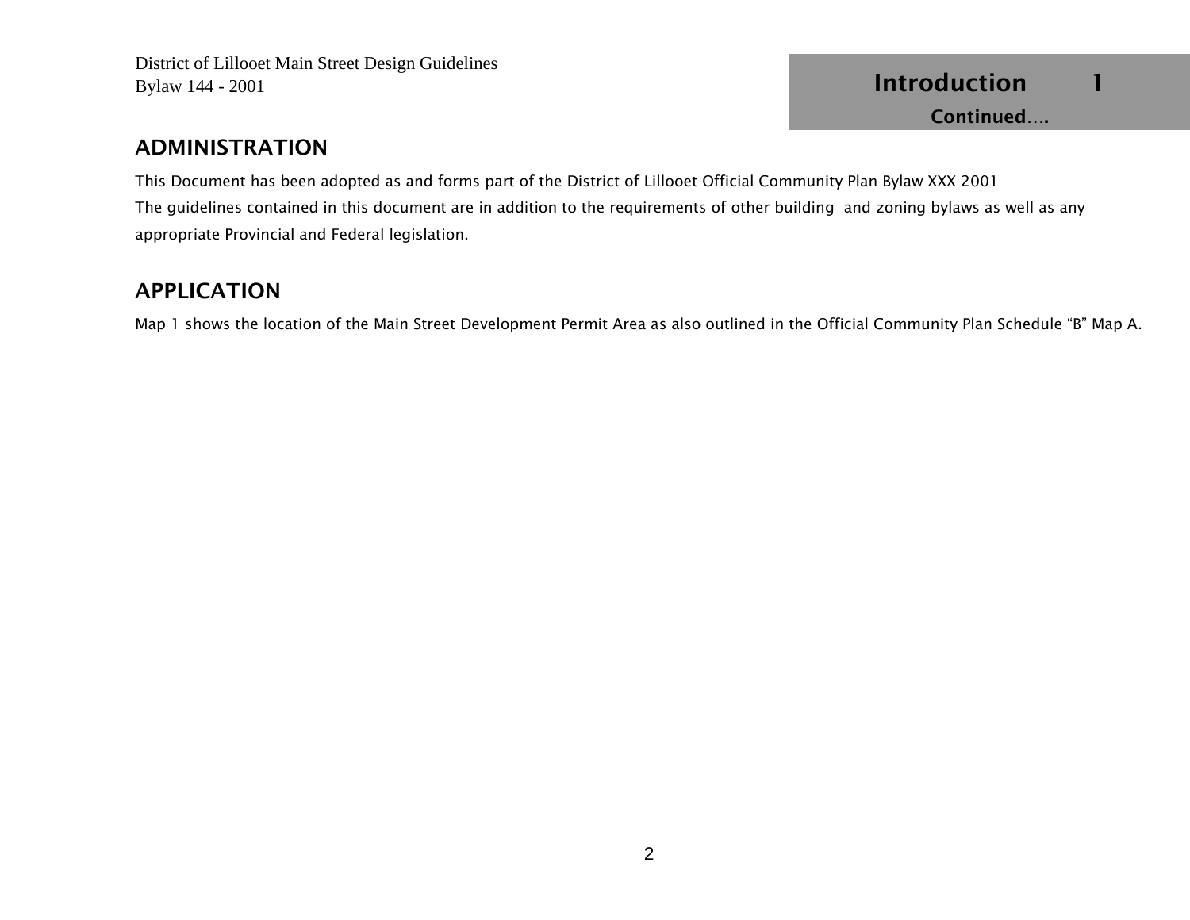## ADMINISTRATION

This Document has been adopted as and forms part of the District of Lillooet Official Community Plan Bylaw XXX 2001
The guidelines contained in this document are in addition to the requirements of other building and zoning bylaws as well as any appropriate Provincial and Federal legislation.

## APPLICATION

Map 1 shows the location of the Main Street Development Permit Area as also outlined in the Official Community Plan Schedule "B" Map A.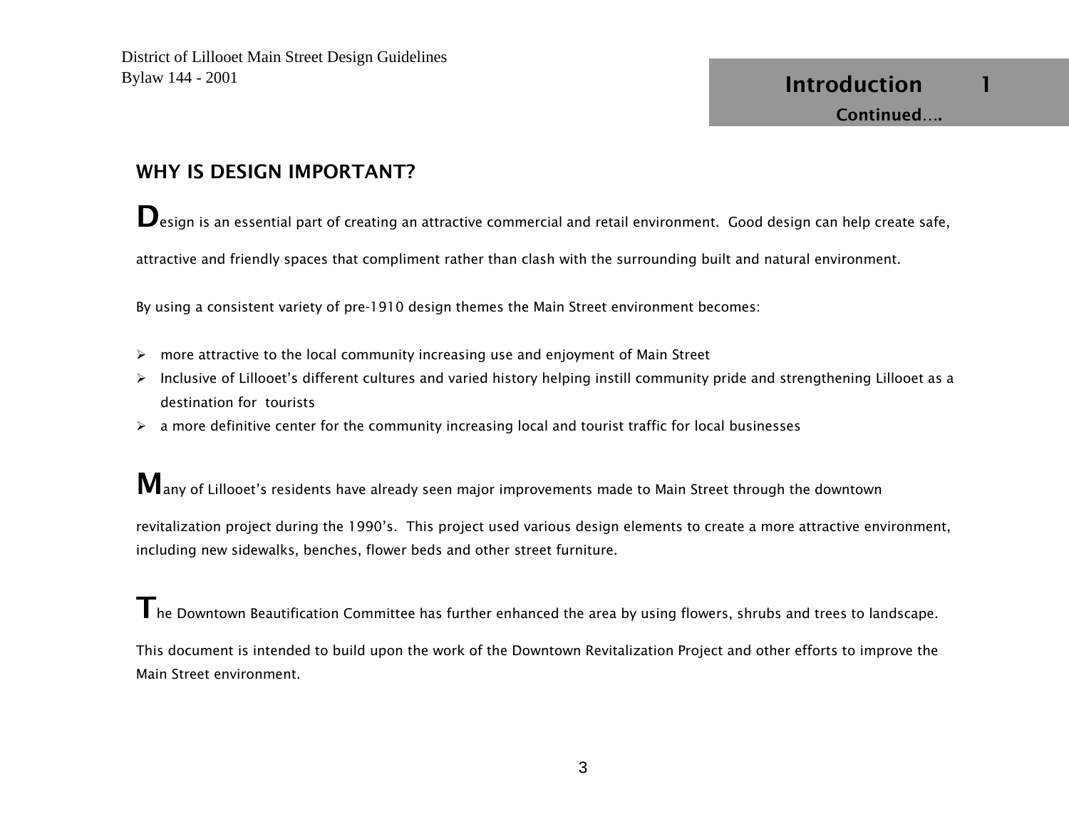## Introduction 1

**Continued….**

### WHY IS DESIGN IMPORTANT?

Design is an essential part of creating an attractive commercial and retail environment. Good design can help create safe, attractive and friendly spaces that compliment rather than clash with the surrounding built and natural environment.

By using a consistent variety of pre-1910 design themes the Main Street environment becomes:

- more attractive to the local community increasing use and enjoyment of Main Street
- Inclusive of Lillooet's different cultures and varied history helping instill community pride and strengthening Lillooet as a destination for tourists
- a more definitive center for the community increasing local and tourist traffic for local businesses

Many of Lillooet's residents have already seen major improvements made to Main Street through the downtown revitalization project during the 1990's. This project used various design elements to create a more attractive environment, including new sidewalks, benches, flower beds and other street furniture.

The Downtown Beautification Committee has further enhanced the area by using flowers, shrubs and trees to landscape. This document is intended to build upon the work of the Downtown Revitalization Project and other efforts to improve the Main Street environment.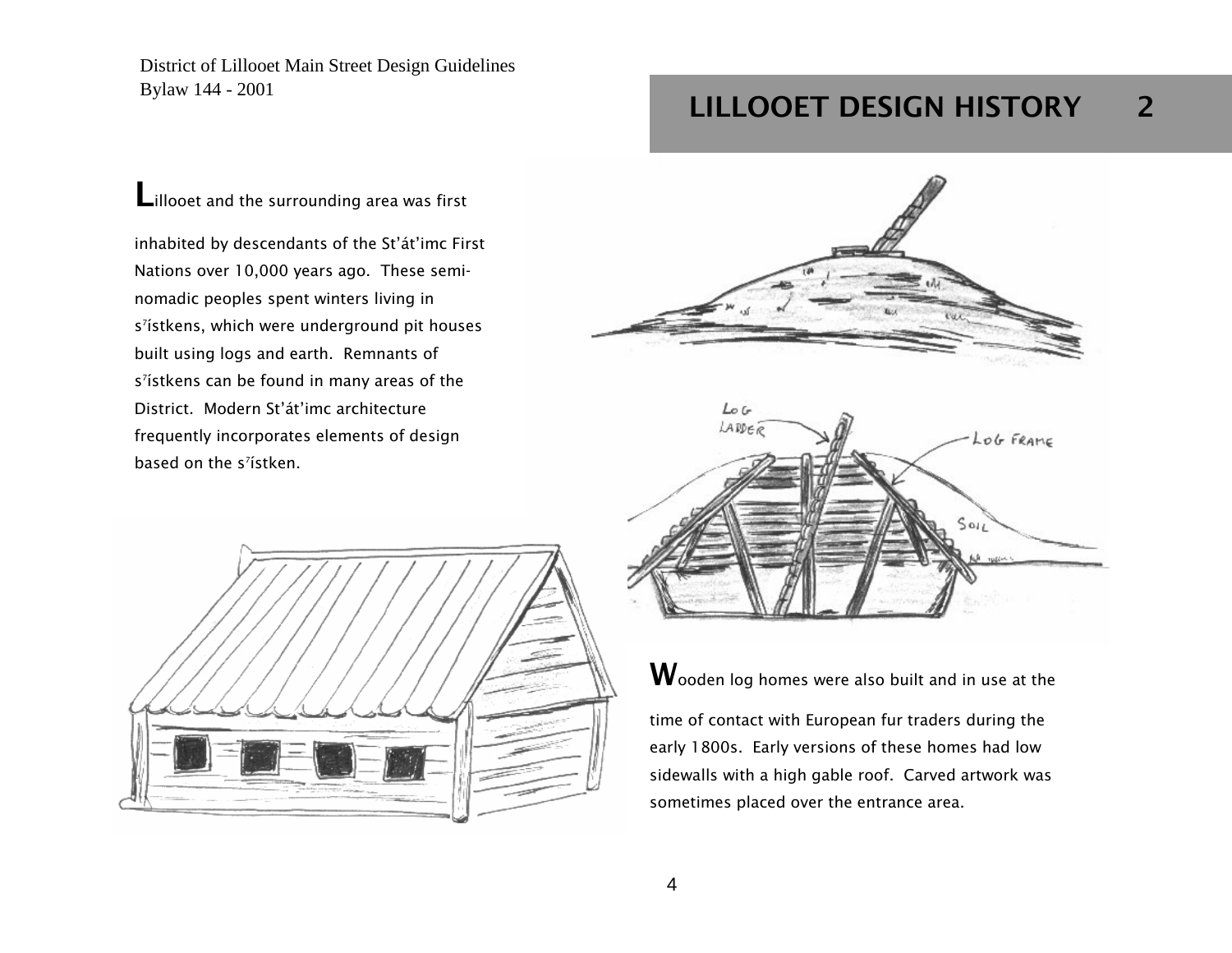# LILLOOET DESIGN HISTORY 2

Lillooet and the surrounding area was first inhabited by descendants of the St'át'imc First Nations over 10,000 years ago. These semi-nomadic peoples spent winters living in s⁷ístkens, which were underground pit houses built using logs and earth. Remnants of s⁷ístkens can be found in many areas of the District. Modern St'át'imc architecture frequently incorporates elements of design based on the s⁷ístken.

Wooden log homes were also built and in use at the time of contact with European fur traders during the early 1800s. Early versions of these homes had low sidewalls with a high gable roof. Carved artwork was sometimes placed over the entrance area.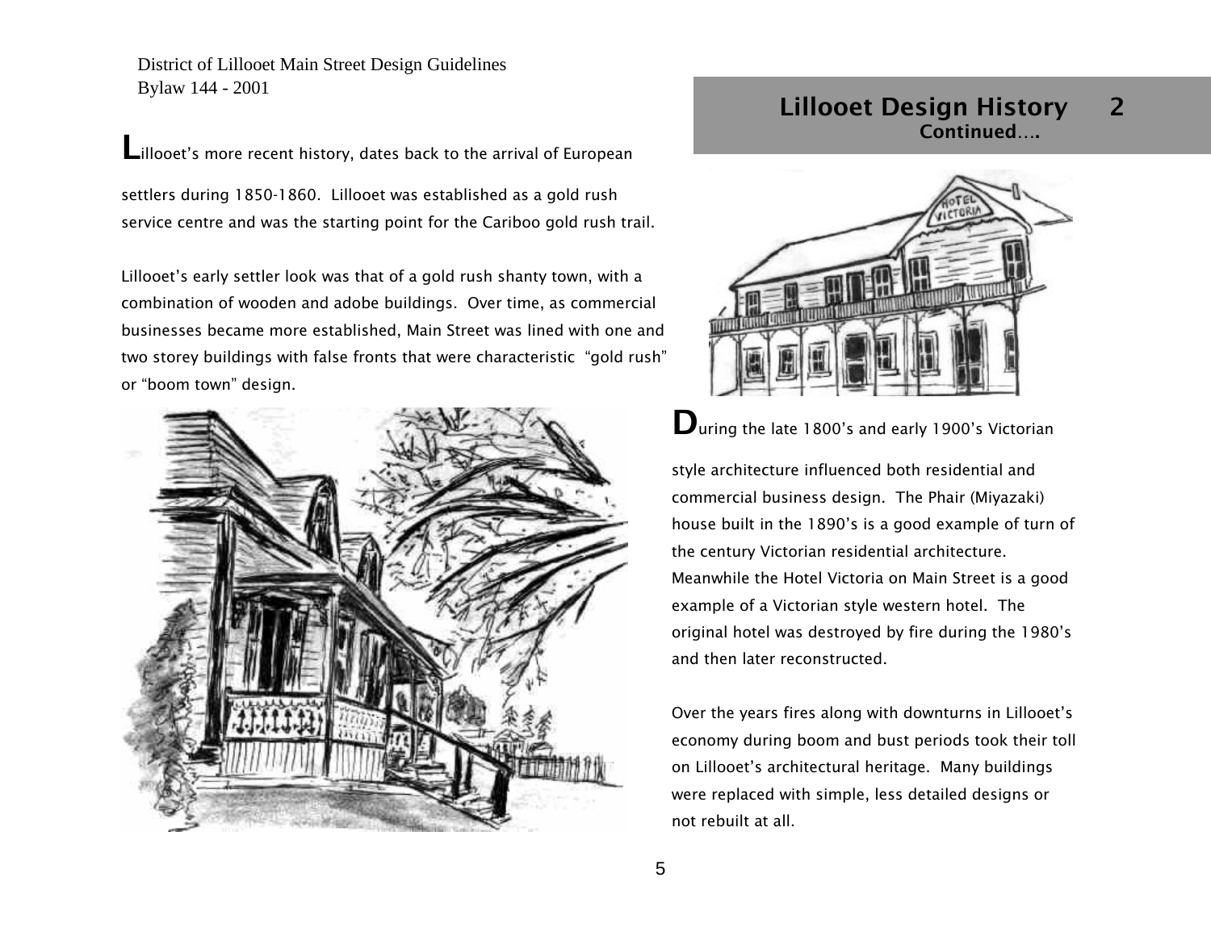District of Lillooet Main Street Design Guidelines
Bylaw 144 - 2001

## Lillooet Design History 2
**Continued….**

Lillooet's more recent history, dates back to the arrival of European settlers during 1850-1860. Lillooet was established as a gold rush service centre and was the starting point for the Cariboo gold rush trail.

Lillooet's early settler look was that of a gold rush shanty town, with a combination of wooden and adobe buildings. Over time, as commercial businesses became more established, Main Street was lined with one and two storey buildings with false fronts that were characteristic "gold rush" or "boom town" design.

During the late 1800's and early 1900's Victorian style architecture influenced both residential and commercial business design. The Phair (Miyazaki) house built in the 1890's is a good example of turn of the century Victorian residential architecture. Meanwhile the Hotel Victoria on Main Street is a good example of a Victorian style western hotel. The original hotel was destroyed by fire during the 1980's and then later reconstructed.

Over the years fires along with downturns in Lillooet's economy during boom and bust periods took their toll on Lillooet's architectural heritage. Many buildings were replaced with simple, less detailed designs or not rebuilt at all.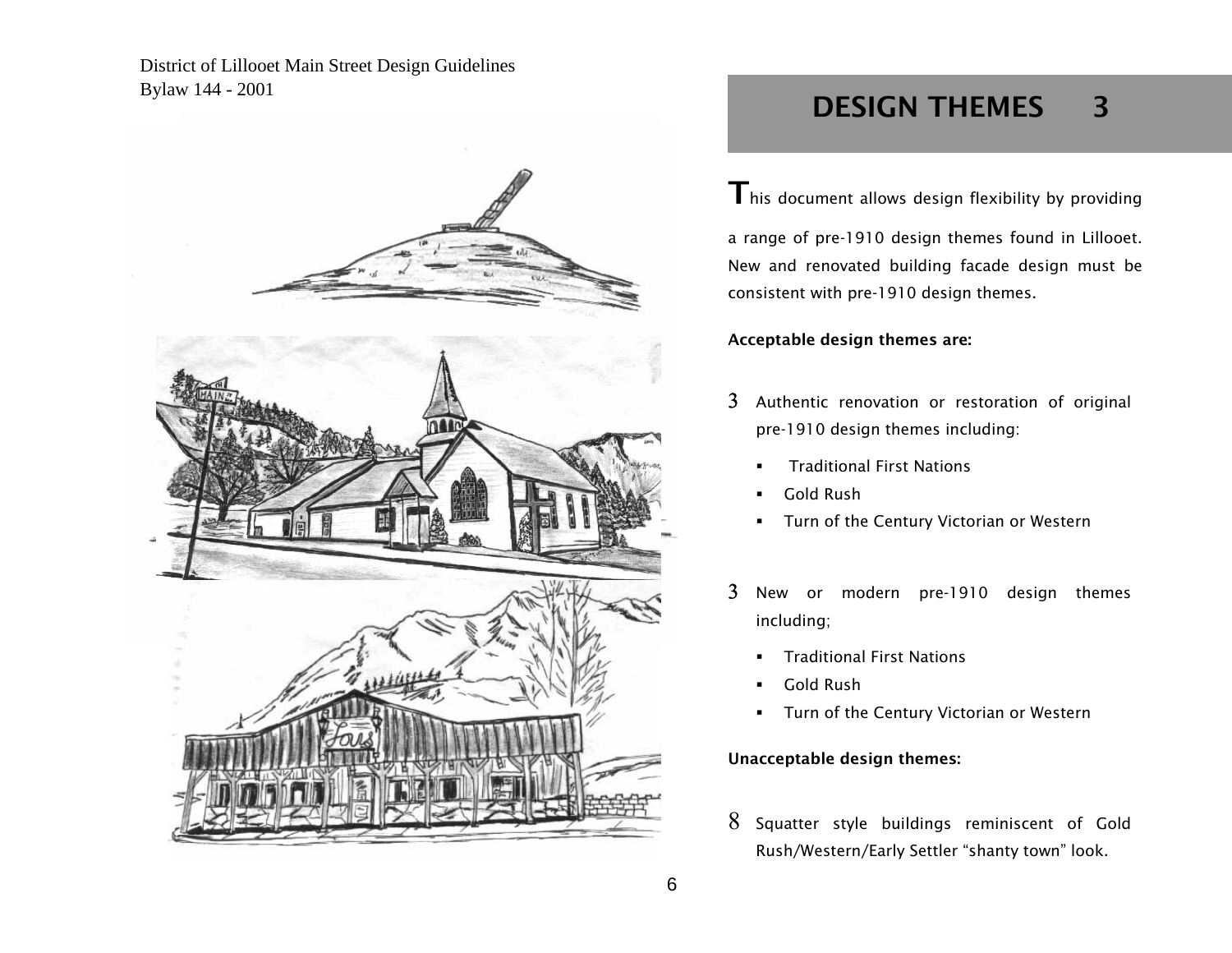# DESIGN THEMES 3

This document allows design flexibility by providing a range of pre-1910 design themes found in Lillooet. New and renovated building facade design must be consistent with pre-1910 design themes.

**Acceptable design themes are:**

3 Authentic renovation or restoration of original pre-1910 design themes including:

- Traditional First Nations
- Gold Rush
- Turn of the Century Victorian or Western

3 New or modern pre-1910 design themes including;

- Traditional First Nations
- Gold Rush
- Turn of the Century Victorian or Western

**Unacceptable design themes:**

8 Squatter style buildings reminiscent of Gold Rush/Western/Early Settler "shanty town" look.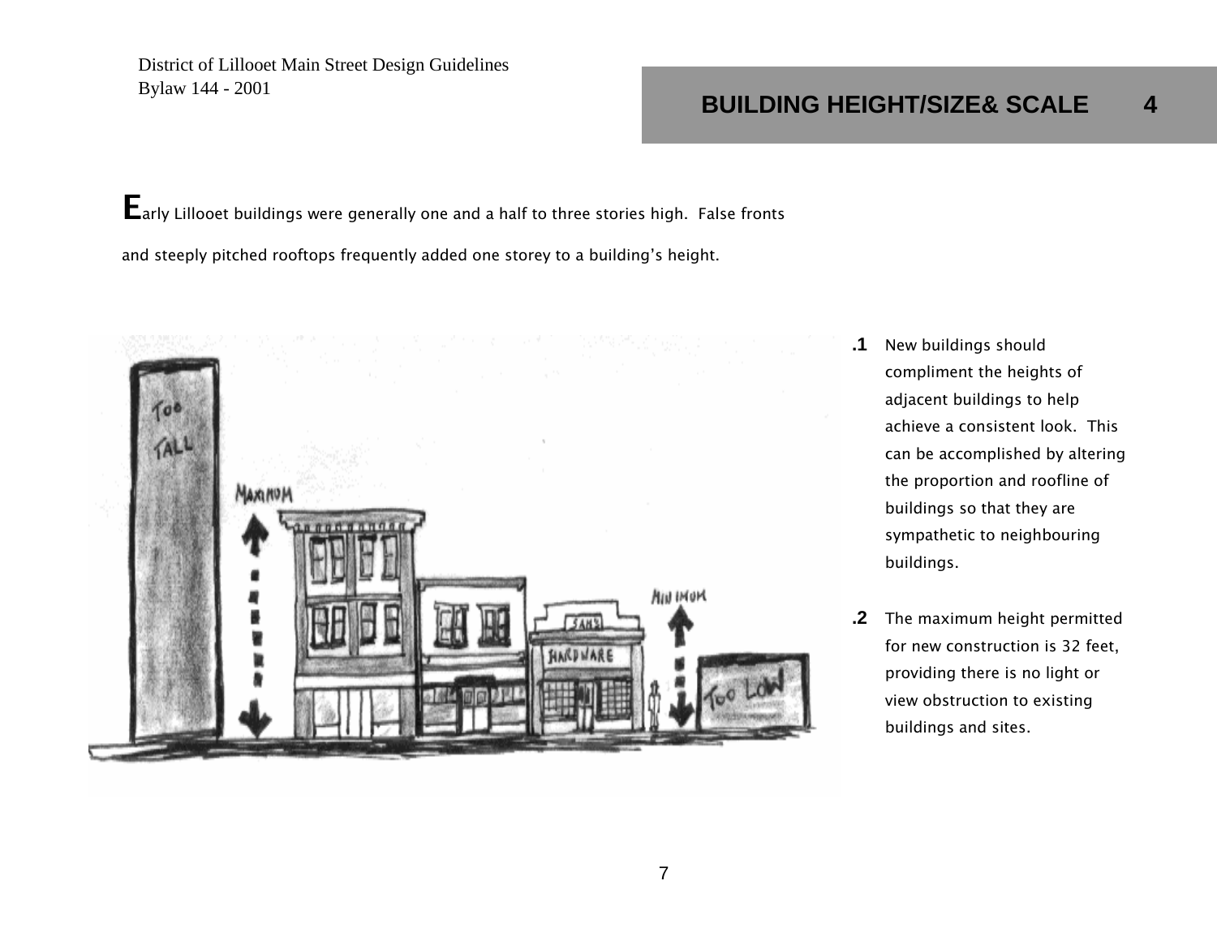# BUILDING HEIGHT/SIZE& SCALE 4

Early Lillooet buildings were generally one and a half to three stories high. False fronts and steeply pitched rooftops frequently added one storey to a building's height.

**.1** New buildings should compliment the heights of adjacent buildings to help achieve a consistent look. This can be accomplished by altering the proportion and roofline of buildings so that they are sympathetic to neighbouring buildings.

**.2** The maximum height permitted for new construction is 32 feet, providing there is no light or view obstruction to existing buildings and sites.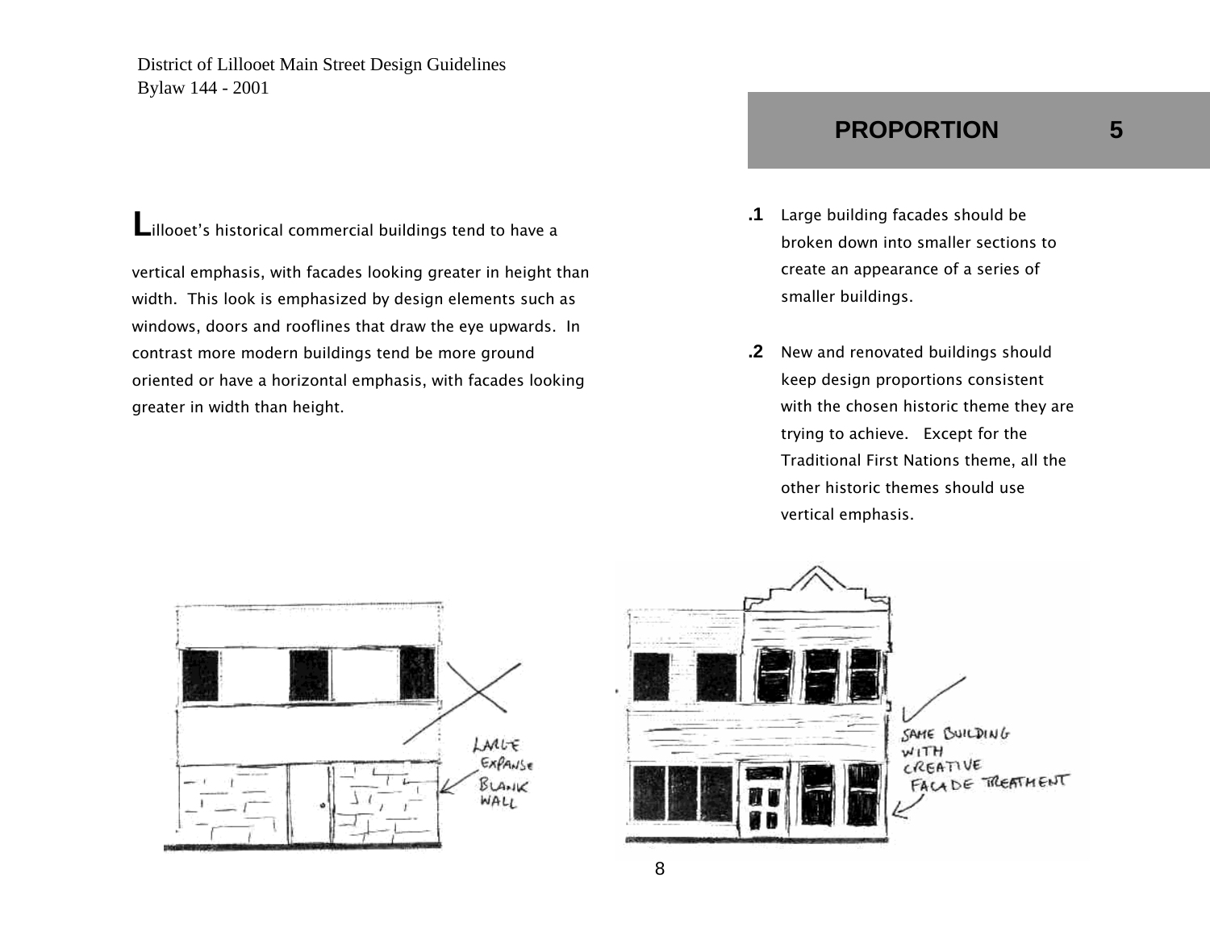## PROPORTION 5

**L**illooet's historical commercial buildings tend to have a vertical emphasis, with facades looking greater in height than width. This look is emphasized by design elements such as windows, doors and rooflines that draw the eye upwards. In contrast more modern buildings tend be more ground oriented or have a horizontal emphasis, with facades looking greater in width than height.

**.1** Large building facades should be broken down into smaller sections to create an appearance of a series of smaller buildings.

**.2** New and renovated buildings should keep design proportions consistent with the chosen historic theme they are trying to achieve. Except for the Traditional First Nations theme, all the other historic themes should use vertical emphasis.

LARGE EXPANSE BLANK WALL

SAME BUILDING WITH CREATIVE FACADE TREATMENT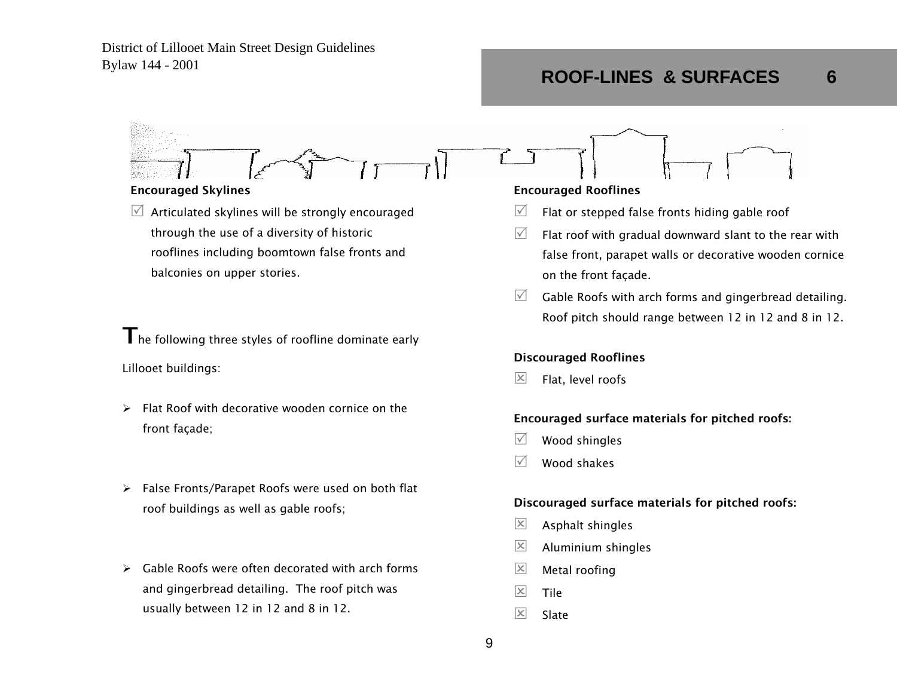## ROOF-LINES & SURFACES 6

**Encouraged Skylines**

☑ Articulated skylines will be strongly encouraged through the use of a diversity of historic rooflines including boomtown false fronts and balconies on upper stories.

The following three styles of roofline dominate early Lillooet buildings:

- Flat Roof with decorative wooden cornice on the front façade;
- False Fronts/Parapet Roofs were used on both flat roof buildings as well as gable roofs;
- Gable Roofs were often decorated with arch forms and gingerbread detailing. The roof pitch was usually between 12 in 12 and 8 in 12.

**Encouraged Rooflines**

☑ Flat or stepped false fronts hiding gable roof

☑ Flat roof with gradual downward slant to the rear with false front, parapet walls or decorative wooden cornice on the front façade.

☑ Gable Roofs with arch forms and gingerbread detailing. Roof pitch should range between 12 in 12 and 8 in 12.

**Discouraged Rooflines**

☒ Flat, level roofs

**Encouraged surface materials for pitched roofs:**

☑ Wood shingles

☑ Wood shakes

**Discouraged surface materials for pitched roofs:**

☒ Asphalt shingles

☒ Aluminium shingles

☒ Metal roofing

☒ Tile

☒ Slate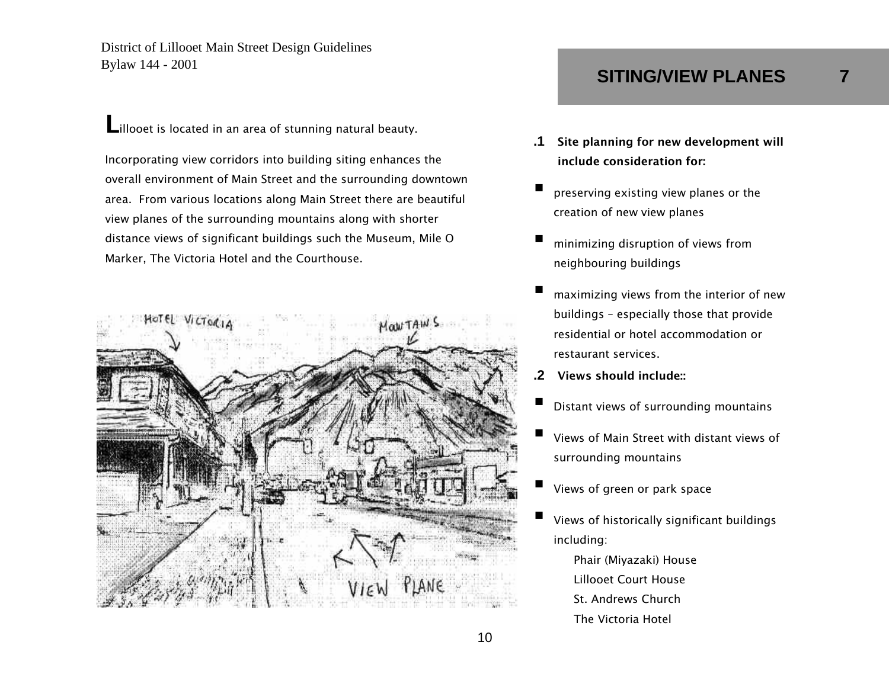## SITING/VIEW PLANES 7

**L**illooet is located in an area of stunning natural beauty.

Incorporating view corridors into building siting enhances the overall environment of Main Street and the surrounding downtown area. From various locations along Main Street there are beautiful view planes of the surrounding mountains along with shorter distance views of significant buildings such the Museum, Mile O Marker, The Victoria Hotel and the Courthouse.

**.1 Site planning for new development will include consideration for:**

- preserving existing view planes or the creation of new view planes
- minimizing disruption of views from neighbouring buildings
- maximizing views from the interior of new buildings – especially those that provide residential or hotel accommodation or restaurant services.

**.2 Views should include::**

- Distant views of surrounding mountains
- Views of Main Street with distant views of surrounding mountains
- Views of green or park space
- Views of historically significant buildings including:

  Phair (Miyazaki) House
  Lillooet Court House
  St. Andrews Church
  The Victoria Hotel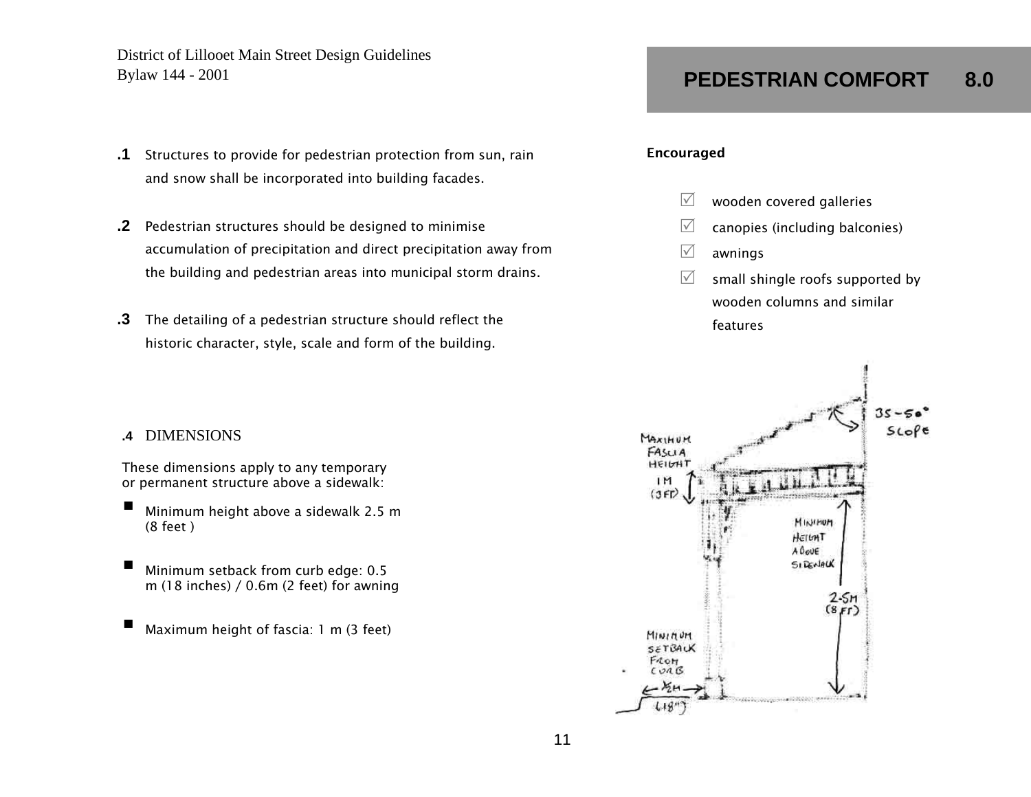# PEDESTRIAN COMFORT 8.0

**.1** Structures to provide for pedestrian protection from sun, rain and snow shall be incorporated into building facades.

**.2** Pedestrian structures should be designed to minimise accumulation of precipitation and direct precipitation away from the building and pedestrian areas into municipal storm drains.

**.3** The detailing of a pedestrian structure should reflect the historic character, style, scale and form of the building.

**Encouraged**

- ☑ wooden covered galleries
- ☑ canopies (including balconies)
- ☑ awnings
- ☑ small shingle roofs supported by wooden columns and similar features

### .4 DIMENSIONS

These dimensions apply to any temporary or permanent structure above a sidewalk:

- Minimum height above a sidewalk 2.5 m (8 feet )
- Minimum setback from curb edge: 0.5 m (18 inches) / 0.6m (2 feet) for awning
- Maximum height of fascia: 1 m (3 feet)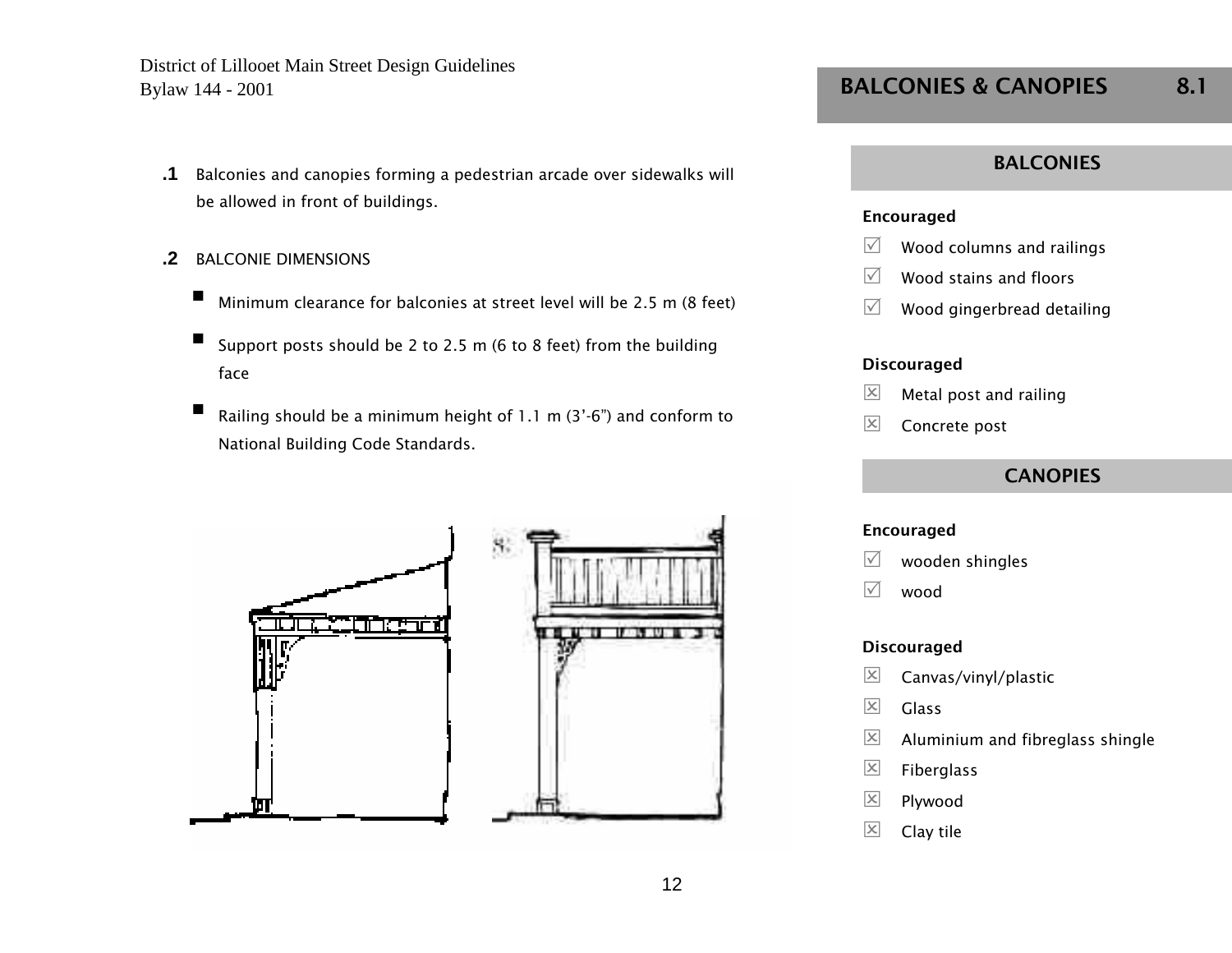# BALCONIES & CANOPIES 8.1

**.1** Balconies and canopies forming a pedestrian arcade over sidewalks will be allowed in front of buildings.

**.2** BALCONIE DIMENSIONS

- Minimum clearance for balconies at street level will be 2.5 m (8 feet)
- Support posts should be 2 to 2.5 m (6 to 8 feet) from the building face
- Railing should be a minimum height of 1.1 m (3'-6") and conform to National Building Code Standards.

## BALCONIES

**Encouraged**

- ☑ Wood columns and railings
- ☑ Wood stains and floors
- ☑ Wood gingerbread detailing

**Discouraged**

- ☒ Metal post and railing
- ☒ Concrete post

## CANOPIES

**Encouraged**

- ☑ wooden shingles
- ☑ wood

**Discouraged**

- ☒ Canvas/vinyl/plastic
- ☒ Glass
- ☒ Aluminium and fibreglass shingle
- ☒ Fiberglass
- ☒ Plywood
- ☒ Clay tile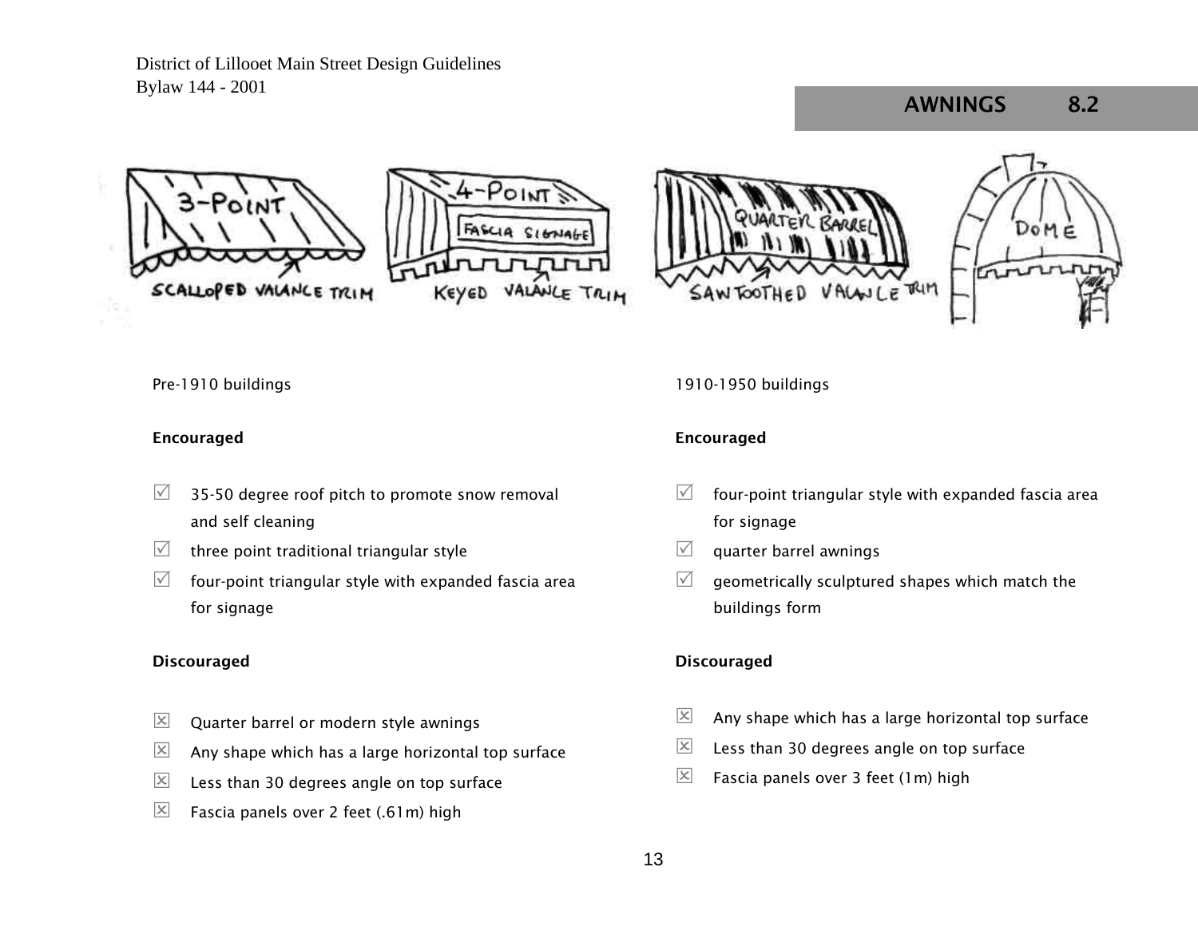## AWNINGS 8.2

Pre-1910 buildings

**Encouraged**

- ☑ 35-50 degree roof pitch to promote snow removal and self cleaning
- ☑ three point traditional triangular style
- ☑ four-point triangular style with expanded fascia area for signage

**Discouraged**

- ☒ Quarter barrel or modern style awnings
- ☒ Any shape which has a large horizontal top surface
- ☒ Less than 30 degrees angle on top surface
- ☒ Fascia panels over 2 feet (.61m) high

1910-1950 buildings

**Encouraged**

- ☑ four-point triangular style with expanded fascia area for signage
- ☑ quarter barrel awnings
- ☑ geometrically sculptured shapes which match the buildings form

**Discouraged**

- ☒ Any shape which has a large horizontal top surface
- ☒ Less than 30 degrees angle on top surface
- ☒ Fascia panels over 3 feet (1m) high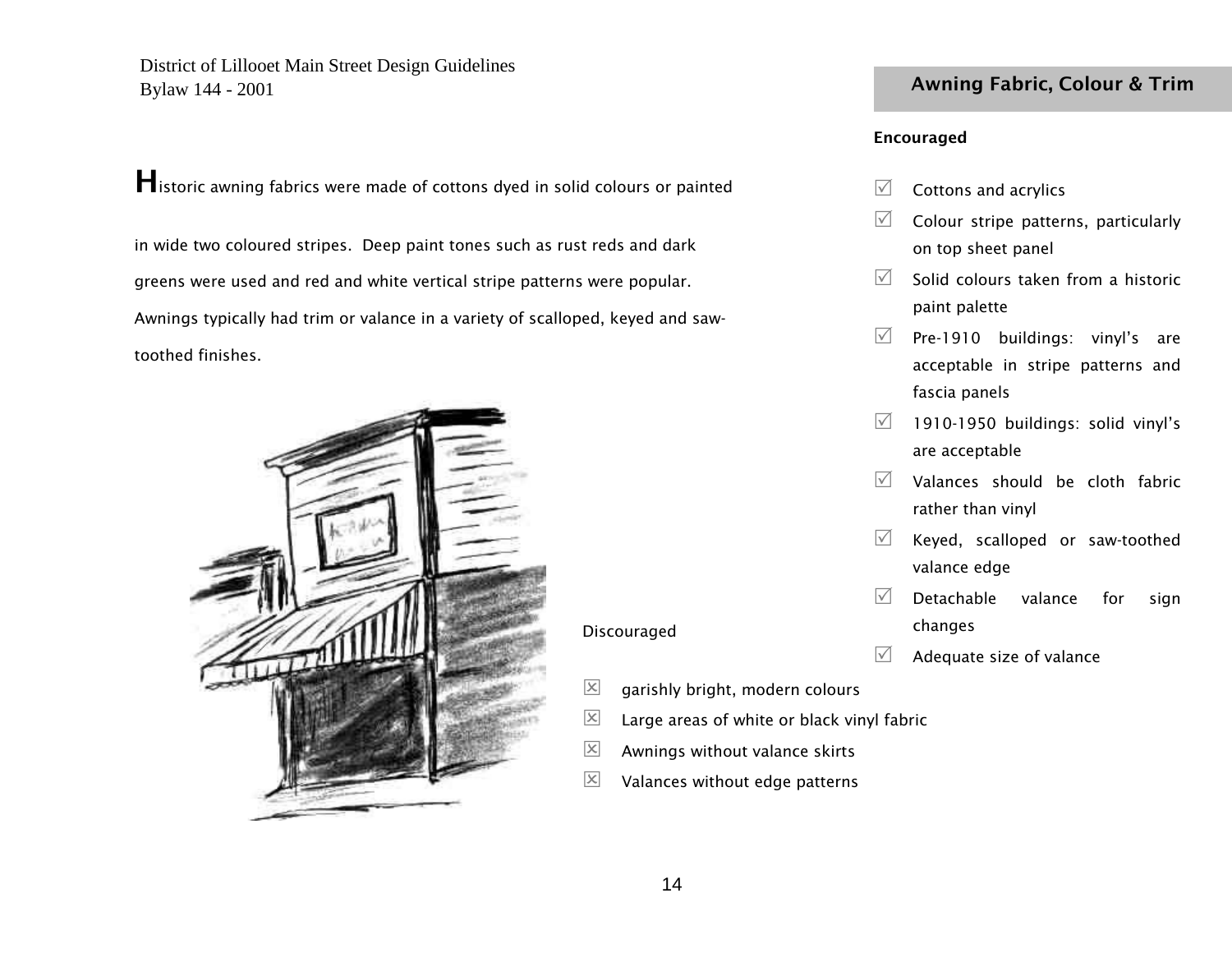## Awning Fabric, Colour & Trim

Historic awning fabrics were made of cottons dyed in solid colours or painted in wide two coloured stripes. Deep paint tones such as rust reds and dark greens were used and red and white vertical stripe patterns were popular. Awnings typically had trim or valance in a variety of scalloped, keyed and saw-toothed finishes.

**Encouraged**

- ☑ Cottons and acrylics
- ☑ Colour stripe patterns, particularly on top sheet panel
- ☑ Solid colours taken from a historic paint palette
- ☑ Pre-1910 buildings: vinyl's are acceptable in stripe patterns and fascia panels
- ☑ 1910-1950 buildings: solid vinyl's are acceptable
- ☑ Valances should be cloth fabric rather than vinyl
- ☑ Keyed, scalloped or saw-toothed valance edge
- ☑ Detachable valance for sign changes
- ☑ Adequate size of valance

Discouraged

- ☒ garishly bright, modern colours
- ☒ Large areas of white or black vinyl fabric
- ☒ Awnings without valance skirts
- ☒ Valances without edge patterns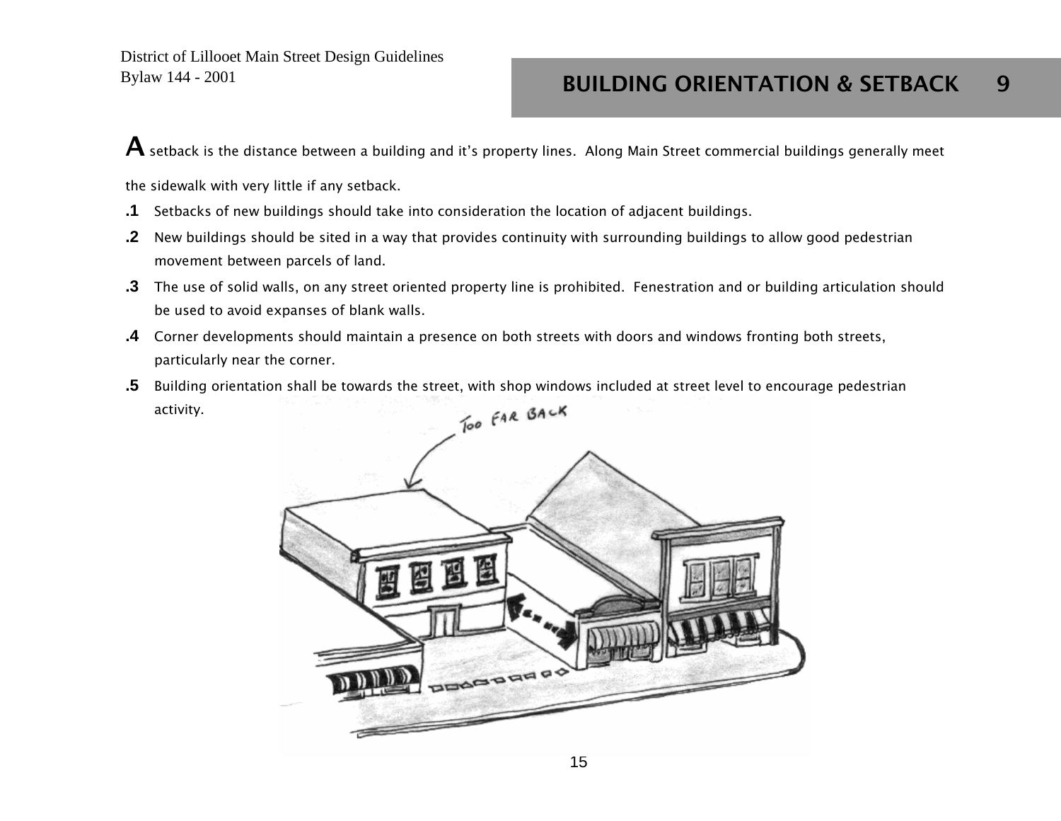# BUILDING ORIENTATION & SETBACK 9

**A** setback is the distance between a building and it's property lines. Along Main Street commercial buildings generally meet the sidewalk with very little if any setback.

**.1** Setbacks of new buildings should take into consideration the location of adjacent buildings.

**.2** New buildings should be sited in a way that provides continuity with surrounding buildings to allow good pedestrian movement between parcels of land.

**.3** The use of solid walls, on any street oriented property line is prohibited. Fenestration and or building articulation should be used to avoid expanses of blank walls.

**.4** Corner developments should maintain a presence on both streets with doors and windows fronting both streets, particularly near the corner.

**.5** Building orientation shall be towards the street, with shop windows included at street level to encourage pedestrian activity.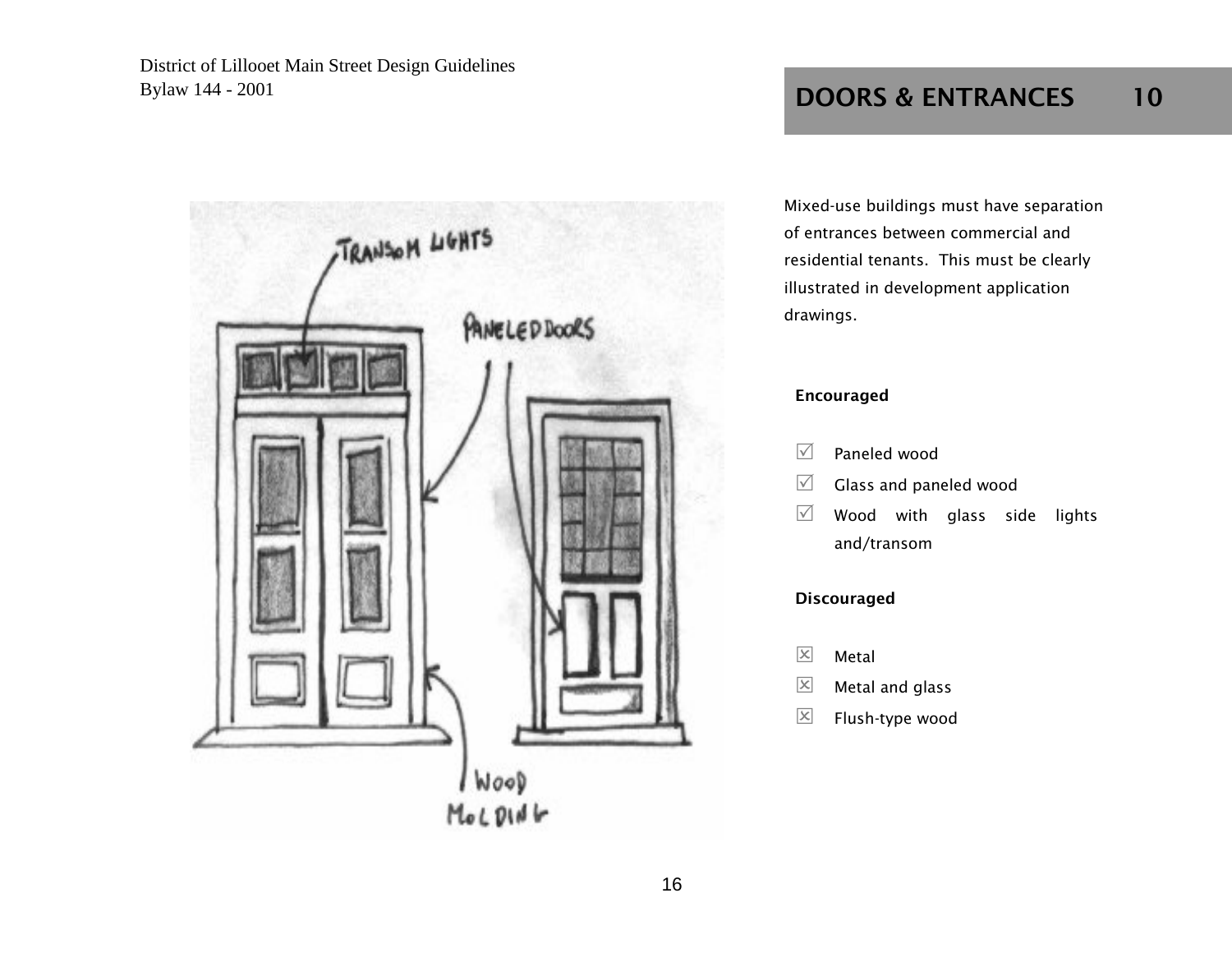# DOORS & ENTRANCES 10

Mixed-use buildings must have separation of entrances between commercial and residential tenants. This must be clearly illustrated in development application drawings.

**Encouraged**

- ☑ Paneled wood
- ☑ Glass and paneled wood
- ☑ Wood with glass side lights and/transom

**Discouraged**

- ☒ Metal
- ☒ Metal and glass
- ☒ Flush-type wood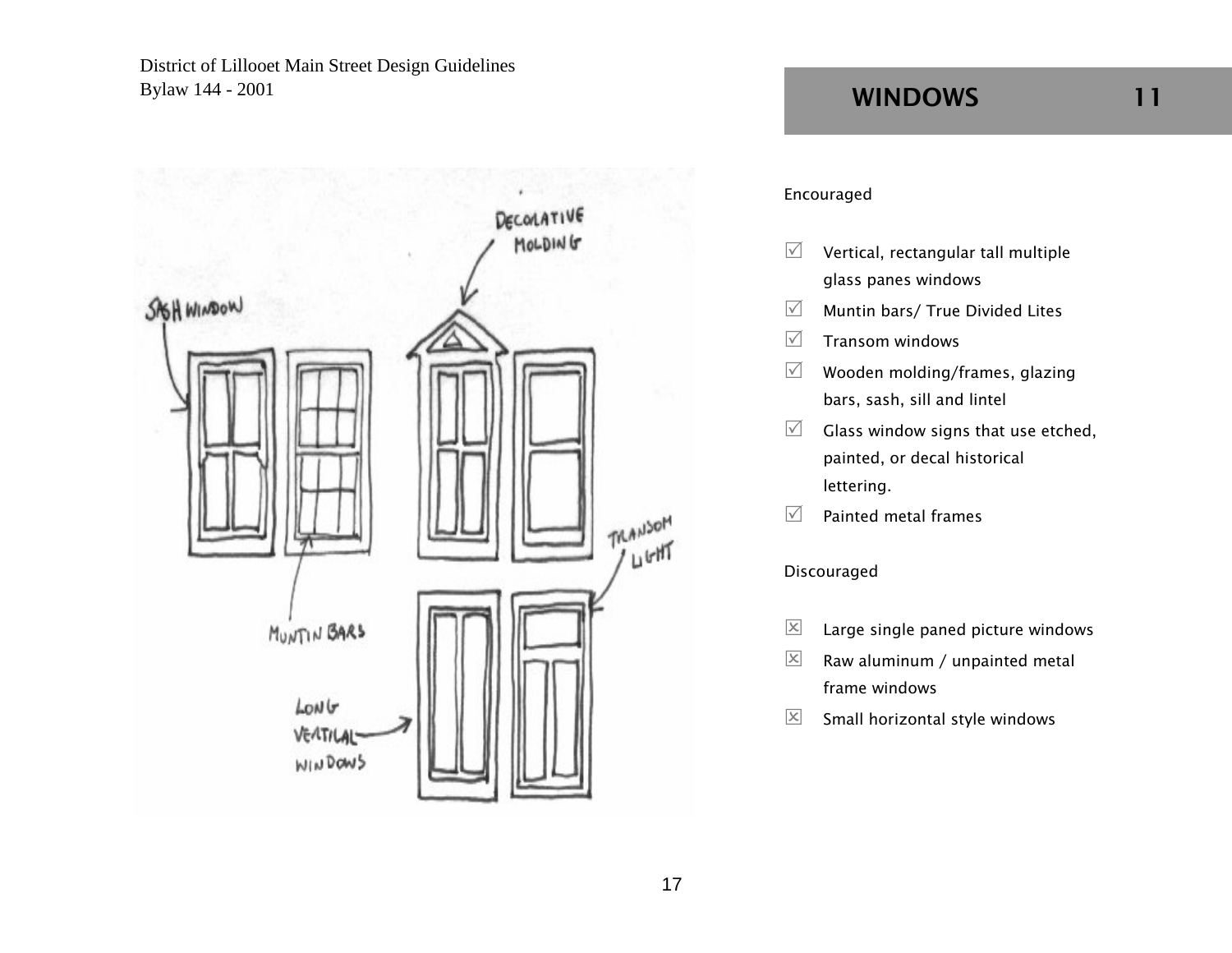# WINDOWS 11

Encouraged

- ☑ Vertical, rectangular tall multiple glass panes windows
- ☑ Muntin bars/ True Divided Lites
- ☑ Transom windows
- ☑ Wooden molding/frames, glazing bars, sash, sill and lintel
- ☑ Glass window signs that use etched, painted, or decal historical lettering.
- ☑ Painted metal frames

Discouraged

- ☒ Large single paned picture windows
- ☒ Raw aluminum / unpainted metal frame windows
- ☒ Small horizontal style windows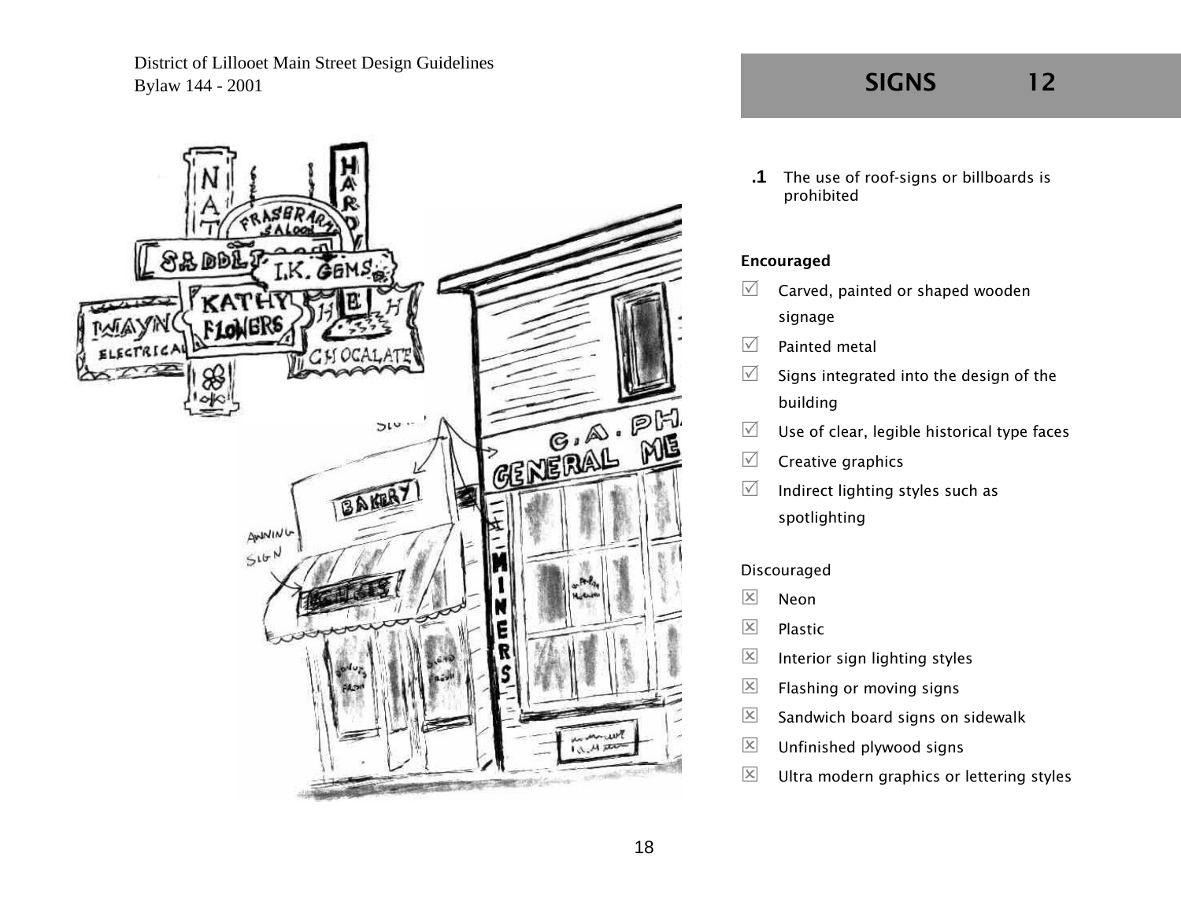## SIGNS 12

**.1** The use of roof-signs or billboards is prohibited

**Encouraged**

- ☑ Carved, painted or shaped wooden signage
- ☑ Painted metal
- ☑ Signs integrated into the design of the building
- ☑ Use of clear, legible historical type faces
- ☑ Creative graphics
- ☑ Indirect lighting styles such as spotlighting

Discouraged

- ☒ Neon
- ☒ Plastic
- ☒ Interior sign lighting styles
- ☒ Flashing or moving signs
- ☒ Sandwich board signs on sidewalk
- ☒ Unfinished plywood signs
- ☒ Ultra modern graphics or lettering styles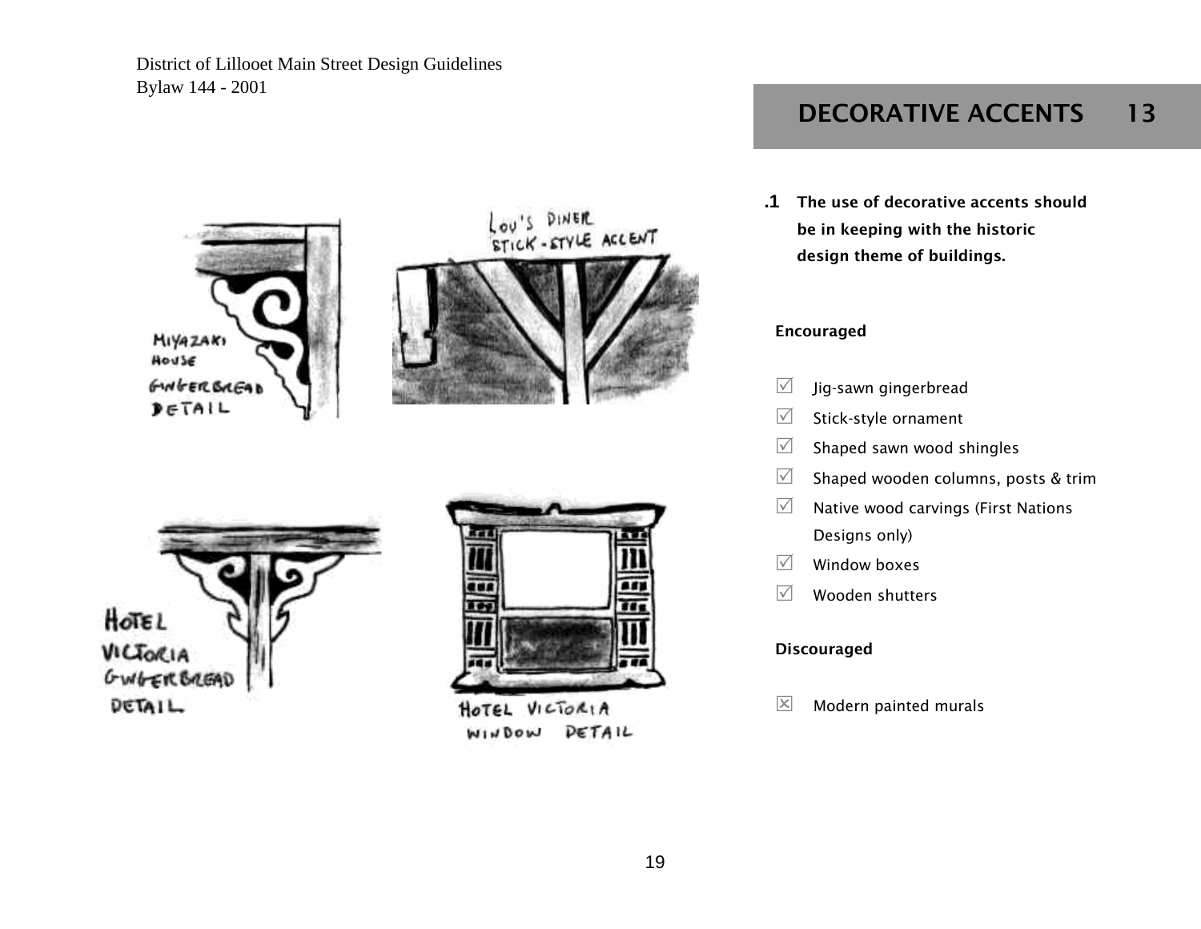# DECORATIVE ACCENTS 13

**.1 The use of decorative accents should be in keeping with the historic design theme of buildings.**

**Encouraged**

- ☑ Jig-sawn gingerbread
- ☑ Stick-style ornament
- ☑ Shaped sawn wood shingles
- ☑ Shaped wooden columns, posts & trim
- ☑ Native wood carvings (First Nations Designs only)
- ☑ Window boxes
- ☑ Wooden shutters

**Discouraged**

- ☒ Modern painted murals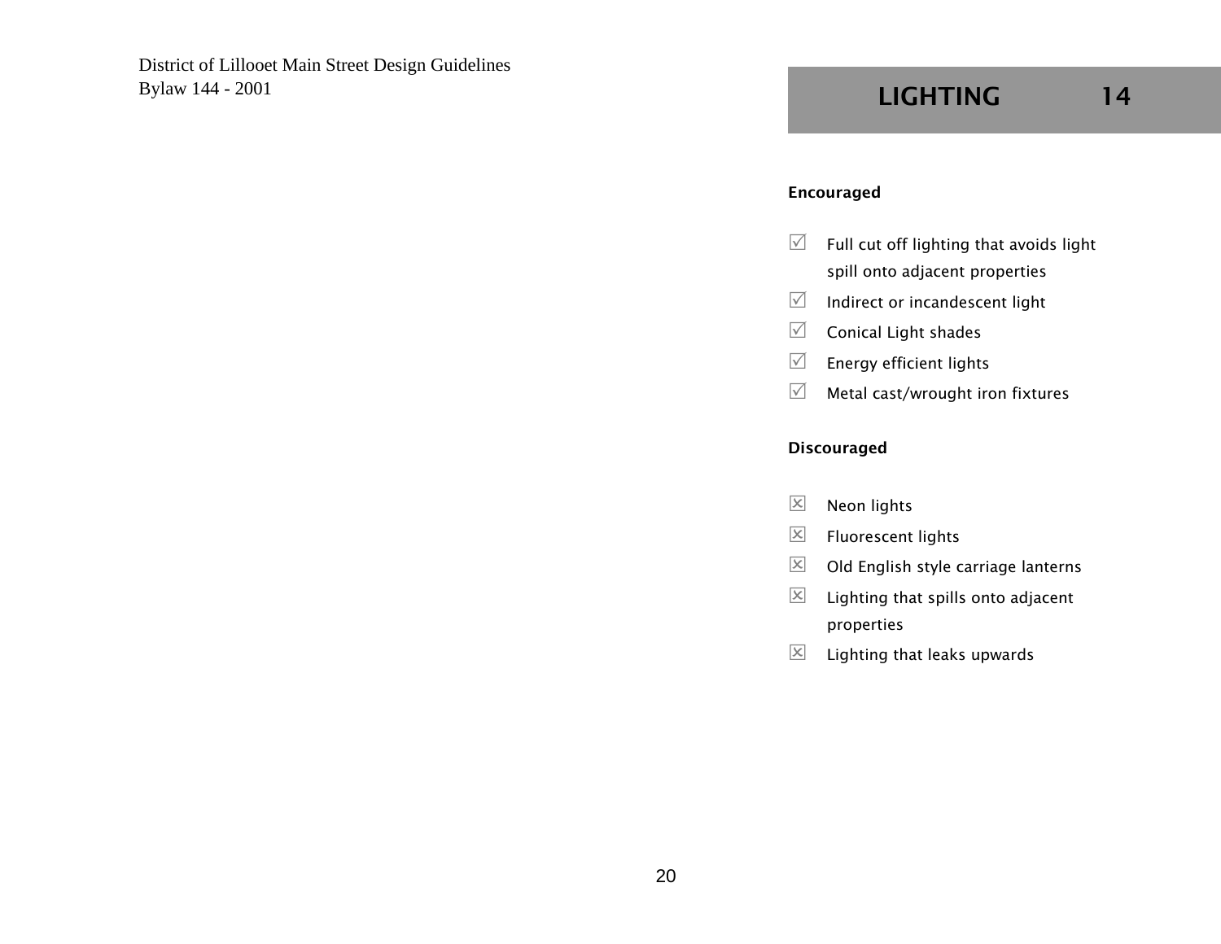# LIGHTING 14

**Encouraged**

- ☑ Full cut off lighting that avoids light spill onto adjacent properties
- ☑ Indirect or incandescent light
- ☑ Conical Light shades
- ☑ Energy efficient lights
- ☑ Metal cast/wrought iron fixtures

**Discouraged**

- ☒ Neon lights
- ☒ Fluorescent lights
- ☒ Old English style carriage lanterns
- ☒ Lighting that spills onto adjacent properties
- ☒ Lighting that leaks upwards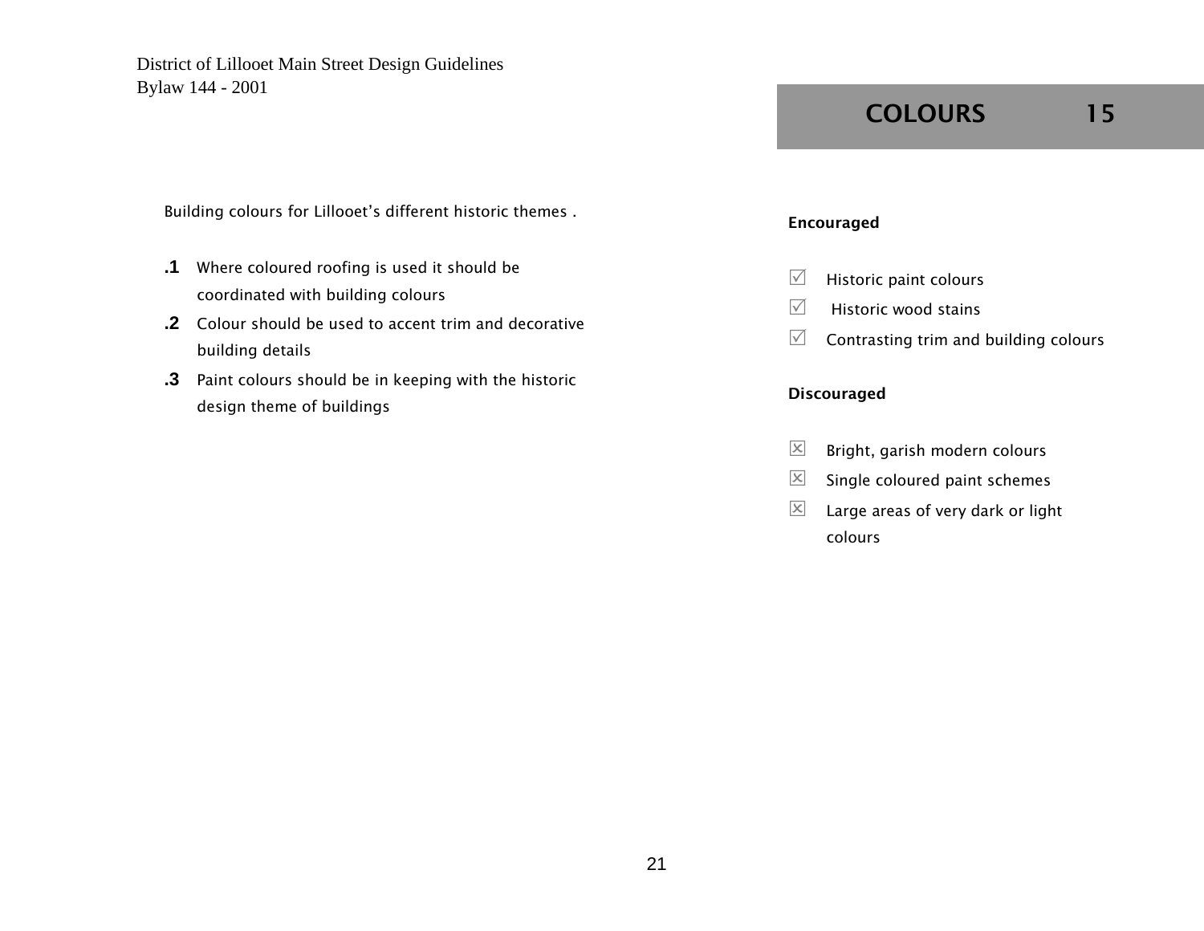# COLOURS 15

Building colours for Lillooet's different historic themes .

**.1** Where coloured roofing is used it should be coordinated with building colours

**.2** Colour should be used to accent trim and decorative building details

**.3** Paint colours should be in keeping with the historic design theme of buildings

**Encouraged**

- ☑ Historic paint colours
- ☑ Historic wood stains
- ☑ Contrasting trim and building colours

**Discouraged**

- ☒ Bright, garish modern colours
- ☒ Single coloured paint schemes
- ☒ Large areas of very dark or light colours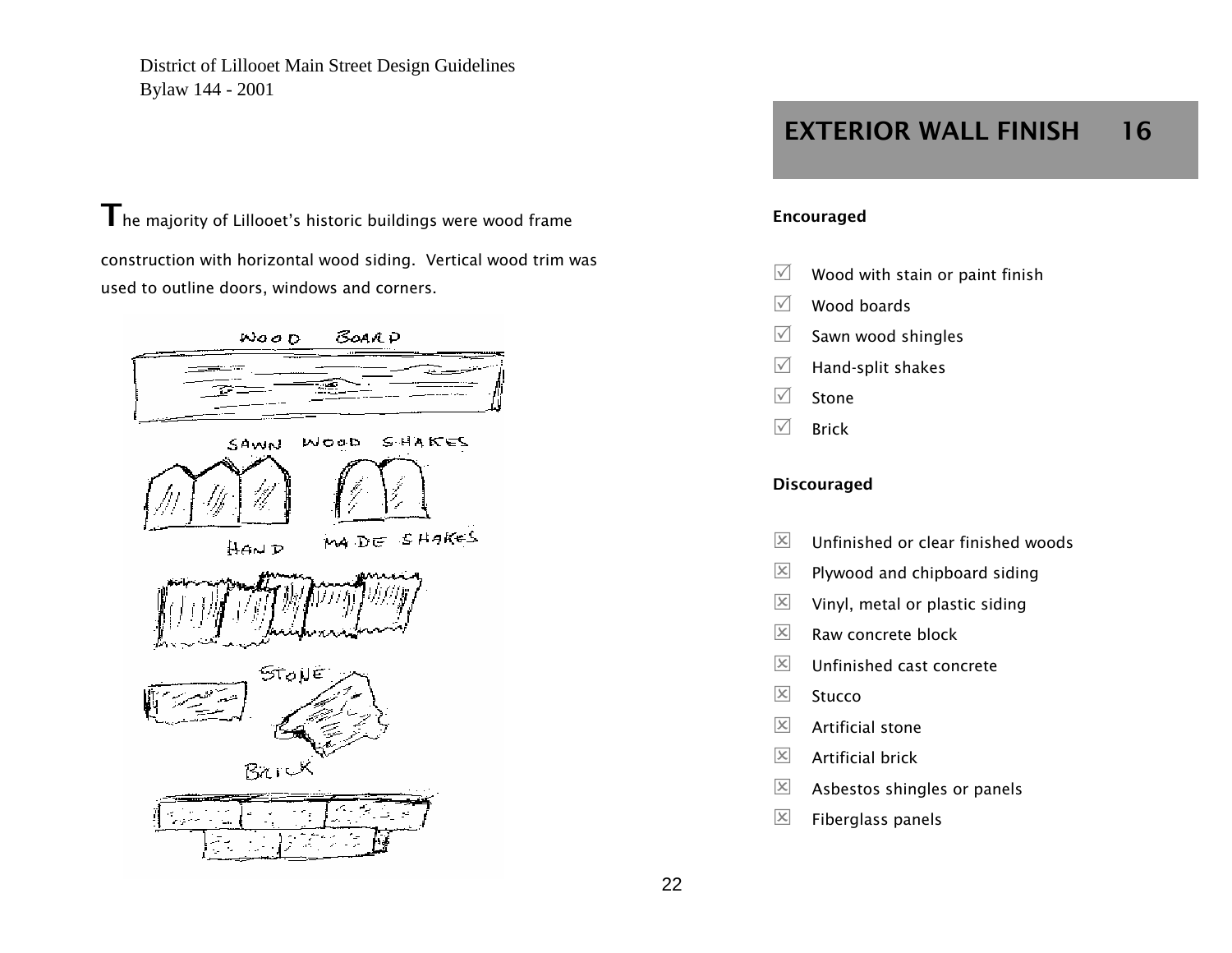## EXTERIOR WALL FINISH 16

The majority of Lillooet's historic buildings were wood frame construction with horizontal wood siding. Vertical wood trim was used to outline doors, windows and corners.

WOOD BOARD

SAWN WOOD SHAKES

HAND MADE SHAKES

STONE

BRICK

**Encouraged**

- ☑ Wood with stain or paint finish
- ☑ Wood boards
- ☑ Sawn wood shingles
- ☑ Hand-split shakes
- ☑ Stone
- ☑ Brick

**Discouraged**

- ☒ Unfinished or clear finished woods
- ☒ Plywood and chipboard siding
- ☒ Vinyl, metal or plastic siding
- ☒ Raw concrete block
- ☒ Unfinished cast concrete
- ☒ Stucco
- ☒ Artificial stone
- ☒ Artificial brick
- ☒ Asbestos shingles or panels
- ☒ Fiberglass panels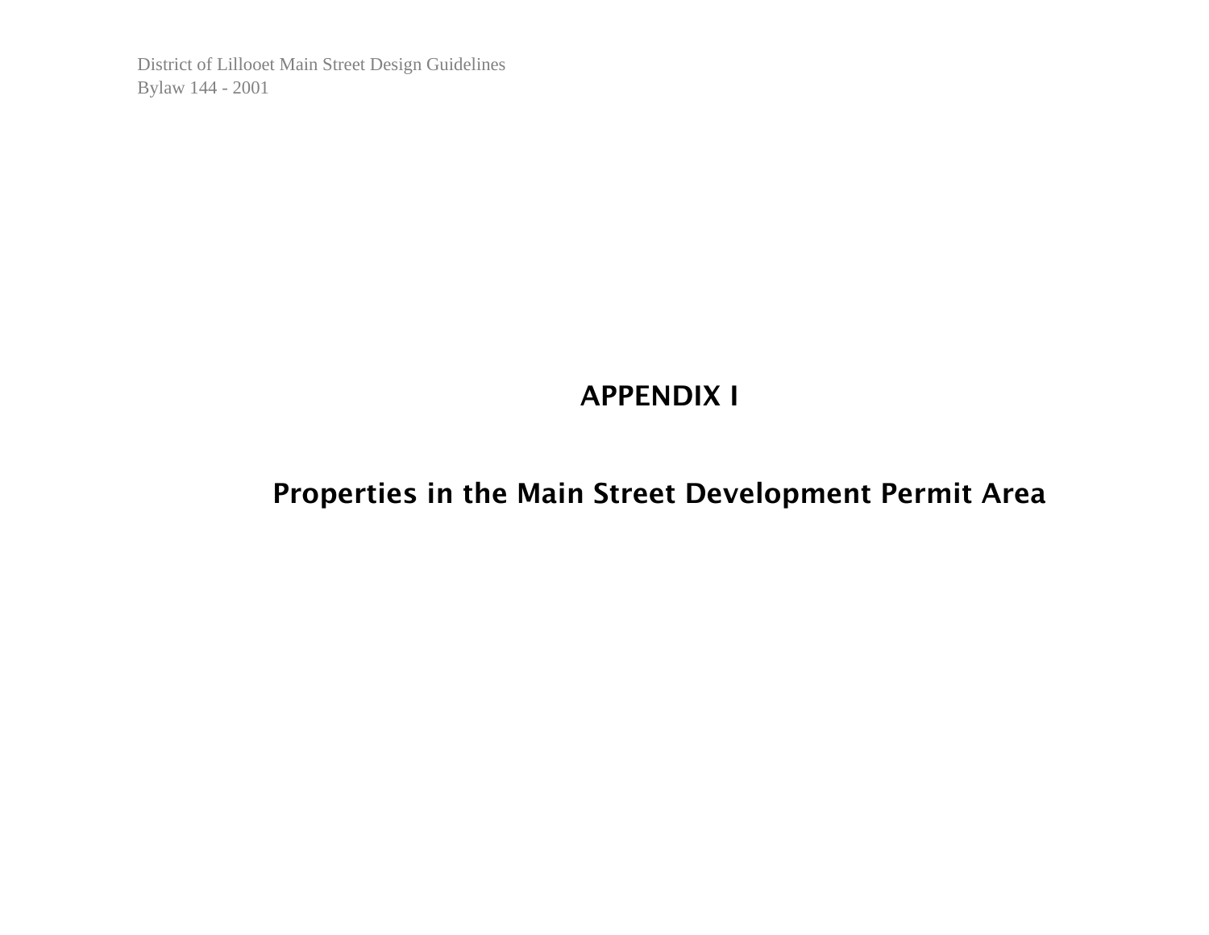# APPENDIX I

## Properties in the Main Street Development Permit Area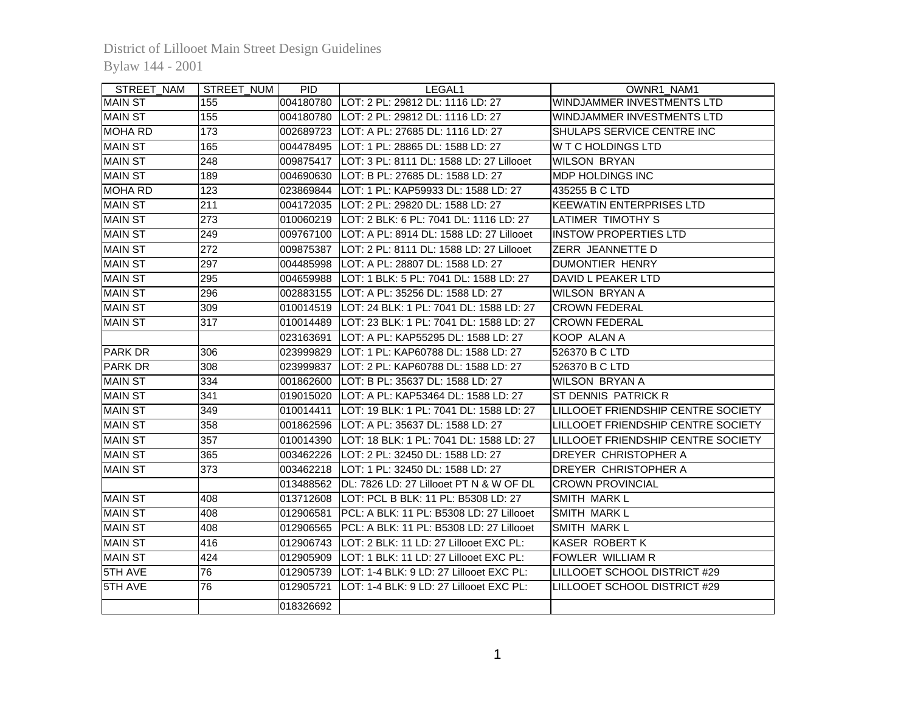District of Lillooet Main Street Design Guidelines
Bylaw 144 - 2001

| STREET_NAM | STREET_NUM | PID | LEGAL1 | OWNR1_NAM1 |
|---|---|---|---|---|
| MAIN ST | 155 | 004180780 | LOT: 2 PL: 29812 DL: 1116 LD: 27 | WINDJAMMER INVESTMENTS LTD |
| MAIN ST | 155 | 004180780 | LOT: 2 PL: 29812 DL: 1116 LD: 27 | WINDJAMMER INVESTMENTS LTD |
| MOHA RD | 173 | 002689723 | LOT: A PL: 27685 DL: 1116 LD: 27 | SHULAPS SERVICE CENTRE INC |
| MAIN ST | 165 | 004478495 | LOT: 1 PL: 28865 DL: 1588 LD: 27 | W T C HOLDINGS LTD |
| MAIN ST | 248 | 009875417 | LOT: 3 PL: 8111 DL: 1588 LD: 27 Lillooet | WILSON BRYAN |
| MAIN ST | 189 | 004690630 | LOT: B PL: 27685 DL: 1588 LD: 27 | MDP HOLDINGS INC |
| MOHA RD | 123 | 023869844 | LOT: 1 PL: KAP59933 DL: 1588 LD: 27 | 435255 B C LTD |
| MAIN ST | 211 | 004172035 | LOT: 2 PL: 29820 DL: 1588 LD: 27 | KEEWATIN ENTERPRISES LTD |
| MAIN ST | 273 | 010060219 | LOT: 2 BLK: 6 PL: 7041 DL: 1116 LD: 27 | LATIMER TIMOTHY S |
| MAIN ST | 249 | 009767100 | LOT: A PL: 8914 DL: 1588 LD: 27 Lillooet | INSTOW PROPERTIES LTD |
| MAIN ST | 272 | 009875387 | LOT: 2 PL: 8111 DL: 1588 LD: 27 Lillooet | ZERR JEANNETTE D |
| MAIN ST | 297 | 004485998 | LOT: A PL: 28807 DL: 1588 LD: 27 | DUMONTIER HENRY |
| MAIN ST | 295 | 004659988 | LOT: 1 BLK: 5 PL: 7041 DL: 1588 LD: 27 | DAVID L PEAKER LTD |
| MAIN ST | 296 | 002883155 | LOT: A PL: 35256 DL: 1588 LD: 27 | WILSON BRYAN A |
| MAIN ST | 309 | 010014519 | LOT: 24 BLK: 1 PL: 7041 DL: 1588 LD: 27 | CROWN FEDERAL |
| MAIN ST | 317 | 010014489 | LOT: 23 BLK: 1 PL: 7041 DL: 1588 LD: 27 | CROWN FEDERAL |
| | | 023163691 | LOT: A PL: KAP55295 DL: 1588 LD: 27 | KOOP ALAN A |
| PARK DR | 306 | 023999829 | LOT: 1 PL: KAP60788 DL: 1588 LD: 27 | 526370 B C LTD |
| PARK DR | 308 | 023999837 | LOT: 2 PL: KAP60788 DL: 1588 LD: 27 | 526370 B C LTD |
| MAIN ST | 334 | 001862600 | LOT: B PL: 35637 DL: 1588 LD: 27 | WILSON BRYAN A |
| MAIN ST | 341 | 019015020 | LOT: A PL: KAP53464 DL: 1588 LD: 27 | ST DENNIS PATRICK R |
| MAIN ST | 349 | 010014411 | LOT: 19 BLK: 1 PL: 7041 DL: 1588 LD: 27 | LILLOOET FRIENDSHIP CENTRE SOCIETY |
| MAIN ST | 358 | 001862596 | LOT: A PL: 35637 DL: 1588 LD: 27 | LILLOOET FRIENDSHIP CENTRE SOCIETY |
| MAIN ST | 357 | 010014390 | LOT: 18 BLK: 1 PL: 7041 DL: 1588 LD: 27 | LILLOOET FRIENDSHIP CENTRE SOCIETY |
| MAIN ST | 365 | 003462226 | LOT: 2 PL: 32450 DL: 1588 LD: 27 | DREYER CHRISTOPHER A |
| MAIN ST | 373 | 003462218 | LOT: 1 PL: 32450 DL: 1588 LD: 27 | DREYER CHRISTOPHER A |
| | | 013488562 | DL: 7826 LD: 27 Lillooet PT N & W OF DL | CROWN PROVINCIAL |
| MAIN ST | 408 | 013712608 | LOT: PCL B BLK: 11 PL: B5308 LD: 27 | SMITH MARK L |
| MAIN ST | 408 | 012906581 | PCL: A BLK: 11 PL: B5308 LD: 27 Lillooet | SMITH MARK L |
| MAIN ST | 408 | 012906565 | PCL: A BLK: 11 PL: B5308 LD: 27 Lillooet | SMITH MARK L |
| MAIN ST | 416 | 012906743 | LOT: 2 BLK: 11 LD: 27 Lillooet EXC PL: | KASER ROBERT K |
| MAIN ST | 424 | 012905909 | LOT: 1 BLK: 11 LD: 27 Lillooet EXC PL: | FOWLER WILLIAM R |
| 5TH AVE | 76 | 012905739 | LOT: 1-4 BLK: 9 LD: 27 Lillooet EXC PL: | LILLOOET SCHOOL DISTRICT #29 |
| 5TH AVE | 76 | 012905721 | LOT: 1-4 BLK: 9 LD: 27 Lillooet EXC PL: | LILLOOET SCHOOL DISTRICT #29 |
| | | 018326692 | | |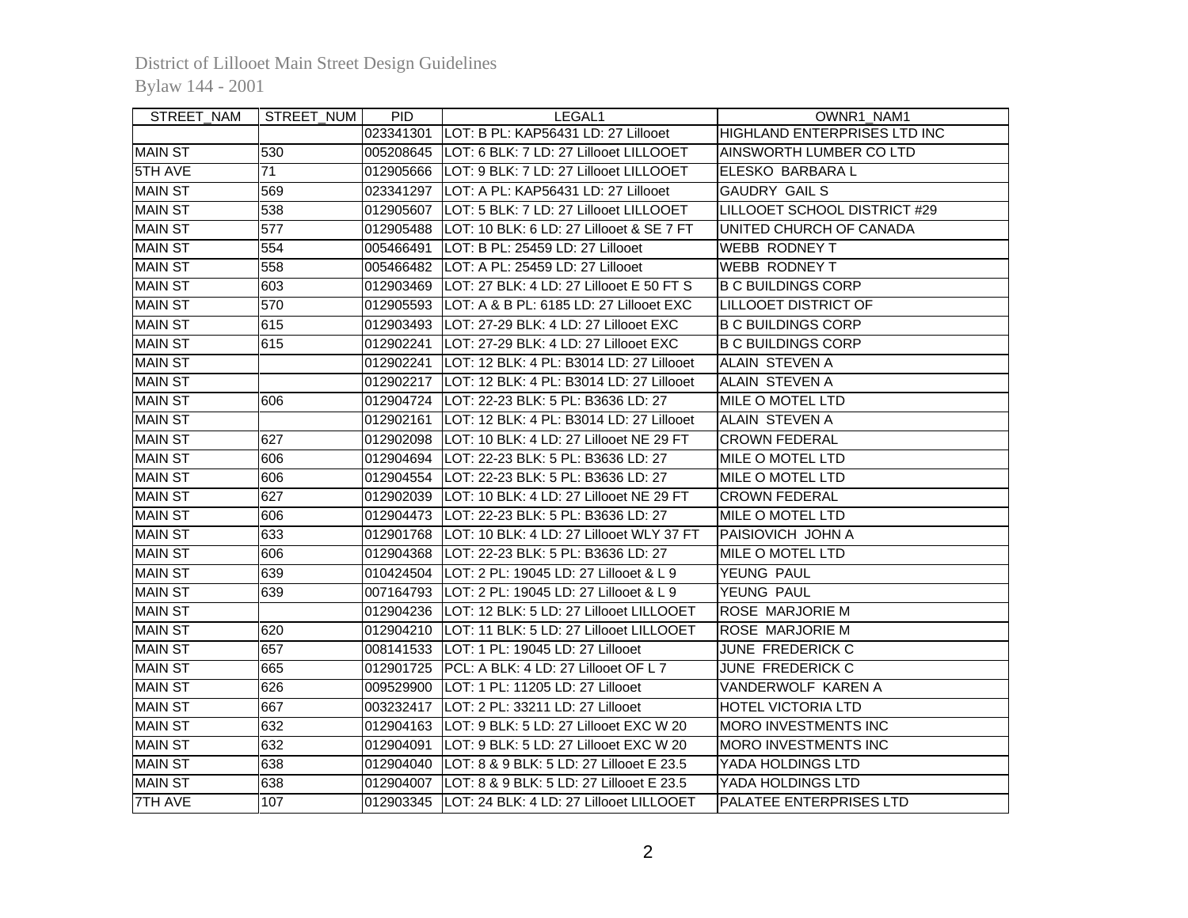District of Lillooet Main Street Design Guidelines
Bylaw 144 - 2001

| STREET_NAM | STREET_NUM | PID | LEGAL1 | OWNR1_NAM1 |
|---|---|---|---|---|
| | | 023341301 | LOT: B PL: KAP56431 LD: 27 Lillooet | HIGHLAND ENTERPRISES LTD INC |
| MAIN ST | 530 | 005208645 | LOT: 6 BLK: 7 LD: 27 Lillooet LILLOOET | AINSWORTH LUMBER CO LTD |
| 5TH AVE | 71 | 012905666 | LOT: 9 BLK: 7 LD: 27 Lillooet LILLOOET | ELESKO BARBARA L |
| MAIN ST | 569 | 023341297 | LOT: A PL: KAP56431 LD: 27 Lillooet | GAUDRY GAIL S |
| MAIN ST | 538 | 012905607 | LOT: 5 BLK: 7 LD: 27 Lillooet LILLOOET | LILLOOET SCHOOL DISTRICT #29 |
| MAIN ST | 577 | 012905488 | LOT: 10 BLK: 6 LD: 27 Lillooet & SE 7 FT | UNITED CHURCH OF CANADA |
| MAIN ST | 554 | 005466491 | LOT: B PL: 25459 LD: 27 Lillooet | WEBB RODNEY T |
| MAIN ST | 558 | 005466482 | LOT: A PL: 25459 LD: 27 Lillooet | WEBB RODNEY T |
| MAIN ST | 603 | 012903469 | LOT: 27 BLK: 4 LD: 27 Lillooet E 50 FT S | B C BUILDINGS CORP |
| MAIN ST | 570 | 012905593 | LOT: A & B PL: 6185 LD: 27 Lillooet EXC | LILLOOET DISTRICT OF |
| MAIN ST | 615 | 012903493 | LOT: 27-29 BLK: 4 LD: 27 Lillooet EXC | B C BUILDINGS CORP |
| MAIN ST | 615 | 012902241 | LOT: 27-29 BLK: 4 LD: 27 Lillooet EXC | B C BUILDINGS CORP |
| MAIN ST | | 012902241 | LOT: 12 BLK: 4 PL: B3014 LD: 27 Lillooet | ALAIN STEVEN A |
| MAIN ST | | 012902217 | LOT: 12 BLK: 4 PL: B3014 LD: 27 Lillooet | ALAIN STEVEN A |
| MAIN ST | 606 | 012904724 | LOT: 22-23 BLK: 5 PL: B3636 LD: 27 | MILE O MOTEL LTD |
| MAIN ST | | 012902161 | LOT: 12 BLK: 4 PL: B3014 LD: 27 Lillooet | ALAIN STEVEN A |
| MAIN ST | 627 | 012902098 | LOT: 10 BLK: 4 LD: 27 Lillooet NE 29 FT | CROWN FEDERAL |
| MAIN ST | 606 | 012904694 | LOT: 22-23 BLK: 5 PL: B3636 LD: 27 | MILE O MOTEL LTD |
| MAIN ST | 606 | 012904554 | LOT: 22-23 BLK: 5 PL: B3636 LD: 27 | MILE O MOTEL LTD |
| MAIN ST | 627 | 012902039 | LOT: 10 BLK: 4 LD: 27 Lillooet NE 29 FT | CROWN FEDERAL |
| MAIN ST | 606 | 012904473 | LOT: 22-23 BLK: 5 PL: B3636 LD: 27 | MILE O MOTEL LTD |
| MAIN ST | 633 | 012901768 | LOT: 10 BLK: 4 LD: 27 Lillooet WLY 37 FT | PAISIOVICH JOHN A |
| MAIN ST | 606 | 012904368 | LOT: 22-23 BLK: 5 PL: B3636 LD: 27 | MILE O MOTEL LTD |
| MAIN ST | 639 | 010424504 | LOT: 2 PL: 19045 LD: 27 Lillooet & L 9 | YEUNG PAUL |
| MAIN ST | 639 | 007164793 | LOT: 2 PL: 19045 LD: 27 Lillooet & L 9 | YEUNG PAUL |
| MAIN ST | | 012904236 | LOT: 12 BLK: 5 LD: 27 Lillooet LILLOOET | ROSE MARJORIE M |
| MAIN ST | 620 | 012904210 | LOT: 11 BLK: 5 LD: 27 Lillooet LILLOOET | ROSE MARJORIE M |
| MAIN ST | 657 | 008141533 | LOT: 1 PL: 19045 LD: 27 Lillooet | JUNE FREDERICK C |
| MAIN ST | 665 | 012901725 | PCL: A BLK: 4 LD: 27 Lillooet OF L 7 | JUNE FREDERICK C |
| MAIN ST | 626 | 009529900 | LOT: 1 PL: 11205 LD: 27 Lillooet | VANDERWOLF KAREN A |
| MAIN ST | 667 | 003232417 | LOT: 2 PL: 33211 LD: 27 Lillooet | HOTEL VICTORIA LTD |
| MAIN ST | 632 | 012904163 | LOT: 9 BLK: 5 LD: 27 Lillooet EXC W 20 | MORO INVESTMENTS INC |
| MAIN ST | 632 | 012904091 | LOT: 9 BLK: 5 LD: 27 Lillooet EXC W 20 | MORO INVESTMENTS INC |
| MAIN ST | 638 | 012904040 | LOT: 8 & 9 BLK: 5 LD: 27 Lillooet E 23.5 | YADA HOLDINGS LTD |
| MAIN ST | 638 | 012904007 | LOT: 8 & 9 BLK: 5 LD: 27 Lillooet E 23.5 | YADA HOLDINGS LTD |
| 7TH AVE | 107 | 012903345 | LOT: 24 BLK: 4 LD: 27 Lillooet LILLOOET | PALATEE ENTERPRISES LTD |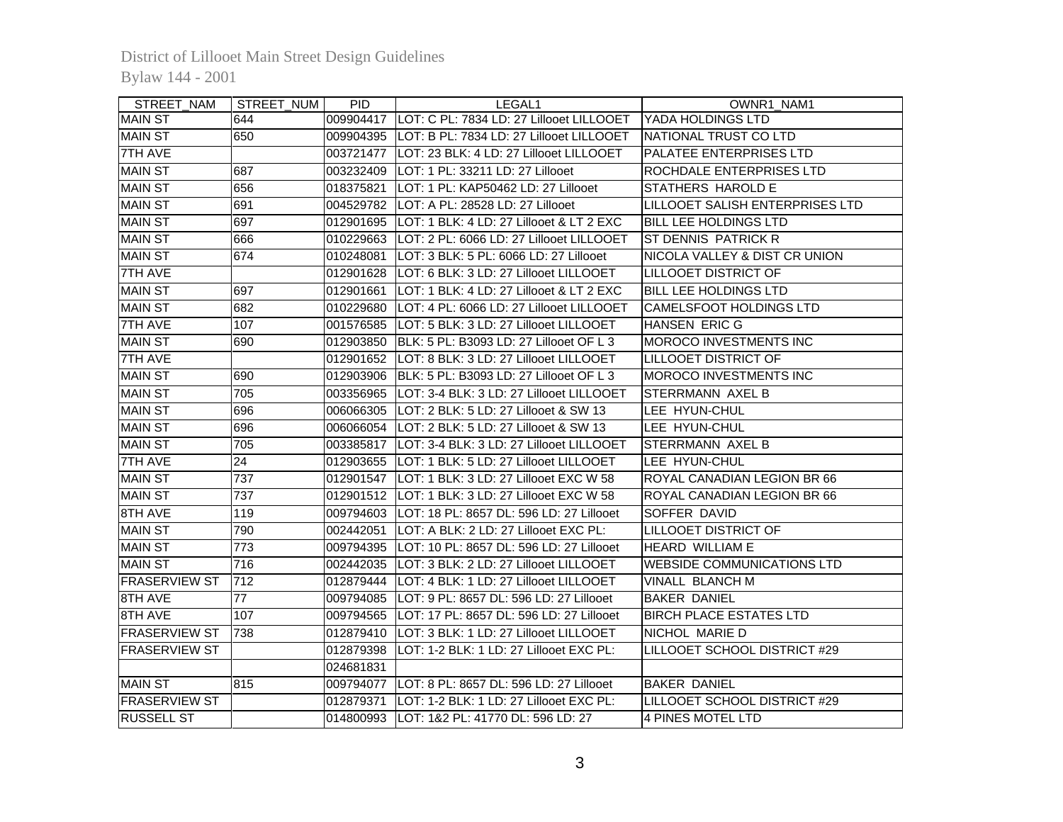| STREET_NAM | STREET_NUM | PID | LEGAL1 | OWNR1_NAM1 |
|---|---|---|---|---|
| MAIN ST | 644 | 009904417 | LOT: C PL: 7834 LD: 27 Lillooet LILLOOET | YADA HOLDINGS LTD |
| MAIN ST | 650 | 009904395 | LOT: B PL: 7834 LD: 27 Lillooet LILLOOET | NATIONAL TRUST CO LTD |
| 7TH AVE | | 003721477 | LOT: 23 BLK: 4 LD: 27 Lillooet LILLOOET | PALATEE ENTERPRISES LTD |
| MAIN ST | 687 | 003232409 | LOT: 1 PL: 33211 LD: 27 Lillooet | ROCHDALE ENTERPRISES LTD |
| MAIN ST | 656 | 018375821 | LOT: 1 PL: KAP50462 LD: 27 Lillooet | STATHERS HAROLD E |
| MAIN ST | 691 | 004529782 | LOT: A PL: 28528 LD: 27 Lillooet | LILLOOET SALISH ENTERPRISES LTD |
| MAIN ST | 697 | 012901695 | LOT: 1 BLK: 4 LD: 27 Lillooet & LT 2 EXC | BILL LEE HOLDINGS LTD |
| MAIN ST | 666 | 010229663 | LOT: 2 PL: 6066 LD: 27 Lillooet LILLOOET | ST DENNIS PATRICK R |
| MAIN ST | 674 | 010248081 | LOT: 3 BLK: 5 PL: 6066 LD: 27 Lillooet | NICOLA VALLEY & DIST CR UNION |
| 7TH AVE | | 012901628 | LOT: 6 BLK: 3 LD: 27 Lillooet LILLOOET | LILLOOET DISTRICT OF |
| MAIN ST | 697 | 012901661 | LOT: 1 BLK: 4 LD: 27 Lillooet & LT 2 EXC | BILL LEE HOLDINGS LTD |
| MAIN ST | 682 | 010229680 | LOT: 4 PL: 6066 LD: 27 Lillooet LILLOOET | CAMELSFOOT HOLDINGS LTD |
| 7TH AVE | 107 | 001576585 | LOT: 5 BLK: 3 LD: 27 Lillooet LILLOOET | HANSEN ERIC G |
| MAIN ST | 690 | 012903850 | BLK: 5 PL: B3093 LD: 27 Lillooet OF L 3 | MOROCO INVESTMENTS INC |
| 7TH AVE | | 012901652 | LOT: 8 BLK: 3 LD: 27 Lillooet LILLOOET | LILLOOET DISTRICT OF |
| MAIN ST | 690 | 012903906 | BLK: 5 PL: B3093 LD: 27 Lillooet OF L 3 | MOROCO INVESTMENTS INC |
| MAIN ST | 705 | 003356965 | LOT: 3-4 BLK: 3 LD: 27 Lillooet LILLOOET | STERRMANN AXEL B |
| MAIN ST | 696 | 006066305 | LOT: 2 BLK: 5 LD: 27 Lillooet & SW 13 | LEE HYUN-CHUL |
| MAIN ST | 696 | 006066054 | LOT: 2 BLK: 5 LD: 27 Lillooet & SW 13 | LEE HYUN-CHUL |
| MAIN ST | 705 | 003385817 | LOT: 3-4 BLK: 3 LD: 27 Lillooet LILLOOET | STERRMANN AXEL B |
| 7TH AVE | 24 | 012903655 | LOT: 1 BLK: 5 LD: 27 Lillooet LILLOOET | LEE HYUN-CHUL |
| MAIN ST | 737 | 012901547 | LOT: 1 BLK: 3 LD: 27 Lillooet EXC W 58 | ROYAL CANADIAN LEGION BR 66 |
| MAIN ST | 737 | 012901512 | LOT: 1 BLK: 3 LD: 27 Lillooet EXC W 58 | ROYAL CANADIAN LEGION BR 66 |
| 8TH AVE | 119 | 009794603 | LOT: 18 PL: 8657 DL: 596 LD: 27 Lillooet | SOFFER DAVID |
| MAIN ST | 790 | 002442051 | LOT: A BLK: 2 LD: 27 Lillooet EXC PL: | LILLOOET DISTRICT OF |
| MAIN ST | 773 | 009794395 | LOT: 10 PL: 8657 DL: 596 LD: 27 Lillooet | HEARD WILLIAM E |
| MAIN ST | 716 | 002442035 | LOT: 3 BLK: 2 LD: 27 Lillooet LILLOOET | WEBSIDE COMMUNICATIONS LTD |
| FRASERVIEW ST | 712 | 012879444 | LOT: 4 BLK: 1 LD: 27 Lillooet LILLOOET | VINALL BLANCH M |
| 8TH AVE | 77 | 009794085 | LOT: 9 PL: 8657 DL: 596 LD: 27 Lillooet | BAKER DANIEL |
| 8TH AVE | 107 | 009794565 | LOT: 17 PL: 8657 DL: 596 LD: 27 Lillooet | BIRCH PLACE ESTATES LTD |
| FRASERVIEW ST | 738 | 012879410 | LOT: 3 BLK: 1 LD: 27 Lillooet LILLOOET | NICHOL MARIE D |
| FRASERVIEW ST | | 012879398 | LOT: 1-2 BLK: 1 LD: 27 Lillooet EXC PL: | LILLOOET SCHOOL DISTRICT #29 |
| | | 024681831 | | |
| MAIN ST | 815 | 009794077 | LOT: 8 PL: 8657 DL: 596 LD: 27 Lillooet | BAKER DANIEL |
| FRASERVIEW ST | | 012879371 | LOT: 1-2 BLK: 1 LD: 27 Lillooet EXC PL: | LILLOOET SCHOOL DISTRICT #29 |
| RUSSELL ST | | 014800993 | LOT: 1&2 PL: 41770 DL: 596 LD: 27 | 4 PINES MOTEL LTD |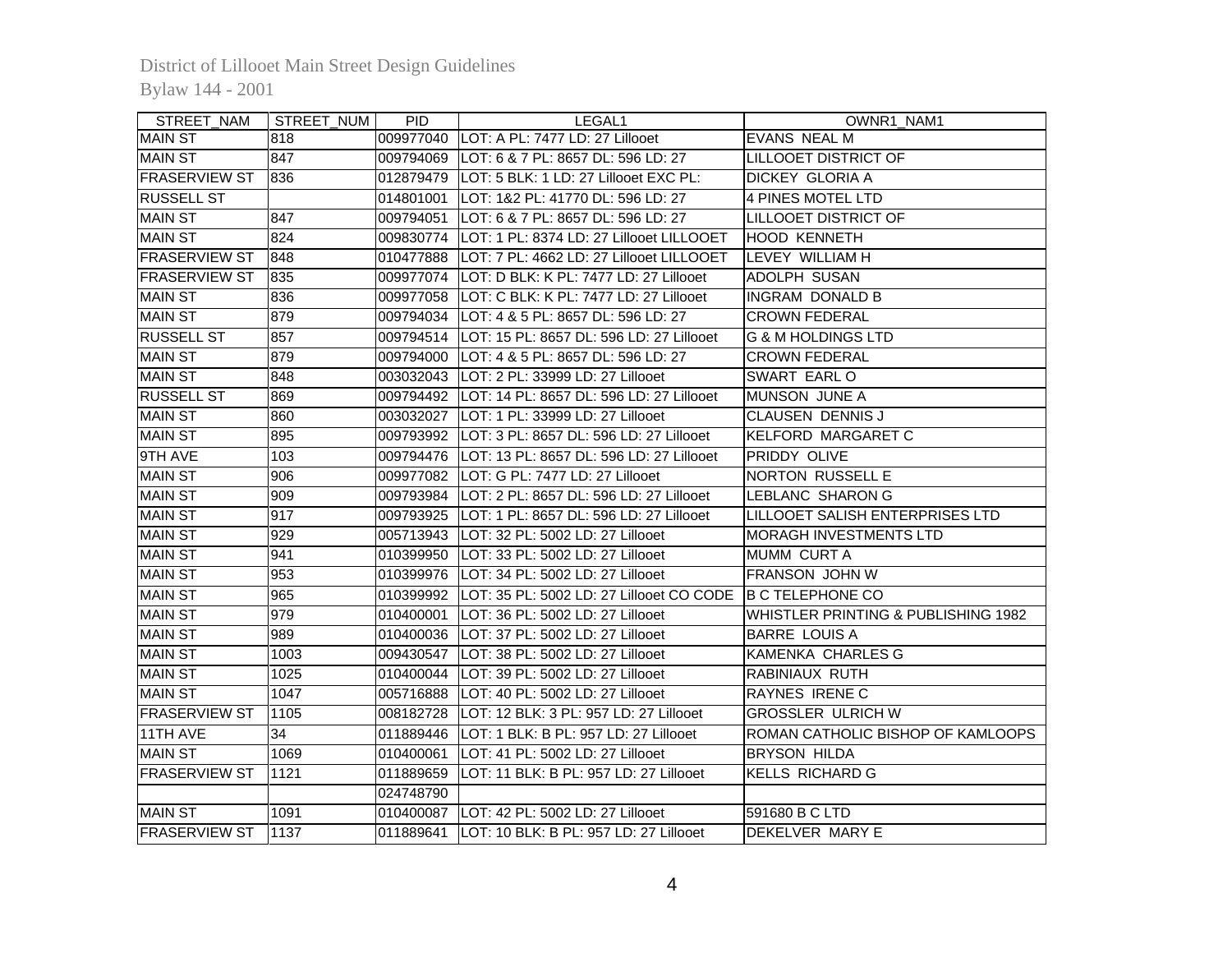| STREET_NAM | STREET_NUM | PID | LEGAL1 | OWNR1_NAM1 |
|---|---|---|---|---|
| MAIN ST | 818 | 009977040 | LOT: A PL: 7477 LD: 27 Lillooet | EVANS NEAL M |
| MAIN ST | 847 | 009794069 | LOT: 6 & 7 PL: 8657 DL: 596 LD: 27 | LILLOOET DISTRICT OF |
| FRASERVIEW ST | 836 | 012879479 | LOT: 5 BLK: 1 LD: 27 Lillooet EXC PL: | DICKEY GLORIA A |
| RUSSELL ST | | 014801001 | LOT: 1&2 PL: 41770 DL: 596 LD: 27 | 4 PINES MOTEL LTD |
| MAIN ST | 847 | 009794051 | LOT: 6 & 7 PL: 8657 DL: 596 LD: 27 | LILLOOET DISTRICT OF |
| MAIN ST | 824 | 009830774 | LOT: 1 PL: 8374 LD: 27 Lillooet LILLOOET | HOOD KENNETH |
| FRASERVIEW ST | 848 | 010477888 | LOT: 7 PL: 4662 LD: 27 Lillooet LILLOOET | LEVEY WILLIAM H |
| FRASERVIEW ST | 835 | 009977074 | LOT: D BLK: K PL: 7477 LD: 27 Lillooet | ADOLPH SUSAN |
| MAIN ST | 836 | 009977058 | LOT: C BLK: K PL: 7477 LD: 27 Lillooet | INGRAM DONALD B |
| MAIN ST | 879 | 009794034 | LOT: 4 & 5 PL: 8657 DL: 596 LD: 27 | CROWN FEDERAL |
| RUSSELL ST | 857 | 009794514 | LOT: 15 PL: 8657 DL: 596 LD: 27 Lillooet | G & M HOLDINGS LTD |
| MAIN ST | 879 | 009794000 | LOT: 4 & 5 PL: 8657 DL: 596 LD: 27 | CROWN FEDERAL |
| MAIN ST | 848 | 003032043 | LOT: 2 PL: 33999 LD: 27 Lillooet | SWART EARL O |
| RUSSELL ST | 869 | 009794492 | LOT: 14 PL: 8657 DL: 596 LD: 27 Lillooet | MUNSON JUNE A |
| MAIN ST | 860 | 003032027 | LOT: 1 PL: 33999 LD: 27 Lillooet | CLAUSEN DENNIS J |
| MAIN ST | 895 | 009793992 | LOT: 3 PL: 8657 DL: 596 LD: 27 Lillooet | KELFORD MARGARET C |
| 9TH AVE | 103 | 009794476 | LOT: 13 PL: 8657 DL: 596 LD: 27 Lillooet | PRIDDY OLIVE |
| MAIN ST | 906 | 009977082 | LOT: G PL: 7477 LD: 27 Lillooet | NORTON RUSSELL E |
| MAIN ST | 909 | 009793984 | LOT: 2 PL: 8657 DL: 596 LD: 27 Lillooet | LEBLANC SHARON G |
| MAIN ST | 917 | 009793925 | LOT: 1 PL: 8657 DL: 596 LD: 27 Lillooet | LILLOOET SALISH ENTERPRISES LTD |
| MAIN ST | 929 | 005713943 | LOT: 32 PL: 5002 LD: 27 Lillooet | MORAGH INVESTMENTS LTD |
| MAIN ST | 941 | 010399950 | LOT: 33 PL: 5002 LD: 27 Lillooet | MUMM CURT A |
| MAIN ST | 953 | 010399976 | LOT: 34 PL: 5002 LD: 27 Lillooet | FRANSON JOHN W |
| MAIN ST | 965 | 010399992 | LOT: 35 PL: 5002 LD: 27 Lillooet CO CODE | B C TELEPHONE CO |
| MAIN ST | 979 | 010400001 | LOT: 36 PL: 5002 LD: 27 Lillooet | WHISTLER PRINTING & PUBLISHING 1982 |
| MAIN ST | 989 | 010400036 | LOT: 37 PL: 5002 LD: 27 Lillooet | BARRE LOUIS A |
| MAIN ST | 1003 | 009430547 | LOT: 38 PL: 5002 LD: 27 Lillooet | KAMENKA CHARLES G |
| MAIN ST | 1025 | 010400044 | LOT: 39 PL: 5002 LD: 27 Lillooet | RABINIAUX RUTH |
| MAIN ST | 1047 | 005716888 | LOT: 40 PL: 5002 LD: 27 Lillooet | RAYNES IRENE C |
| FRASERVIEW ST | 1105 | 008182728 | LOT: 12 BLK: 3 PL: 957 LD: 27 Lillooet | GROSSLER ULRICH W |
| 11TH AVE | 34 | 011889446 | LOT: 1 BLK: B PL: 957 LD: 27 Lillooet | ROMAN CATHOLIC BISHOP OF KAMLOOPS |
| MAIN ST | 1069 | 010400061 | LOT: 41 PL: 5002 LD: 27 Lillooet | BRYSON HILDA |
| FRASERVIEW ST | 1121 | 011889659 | LOT: 11 BLK: B PL: 957 LD: 27 Lillooet | KELLS RICHARD G |
| | | 024748790 | | |
| MAIN ST | 1091 | 010400087 | LOT: 42 PL: 5002 LD: 27 Lillooet | 591680 B C LTD |
| FRASERVIEW ST | 1137 | 011889641 | LOT: 10 BLK: B PL: 957 LD: 27 Lillooet | DEKELVER MARY E |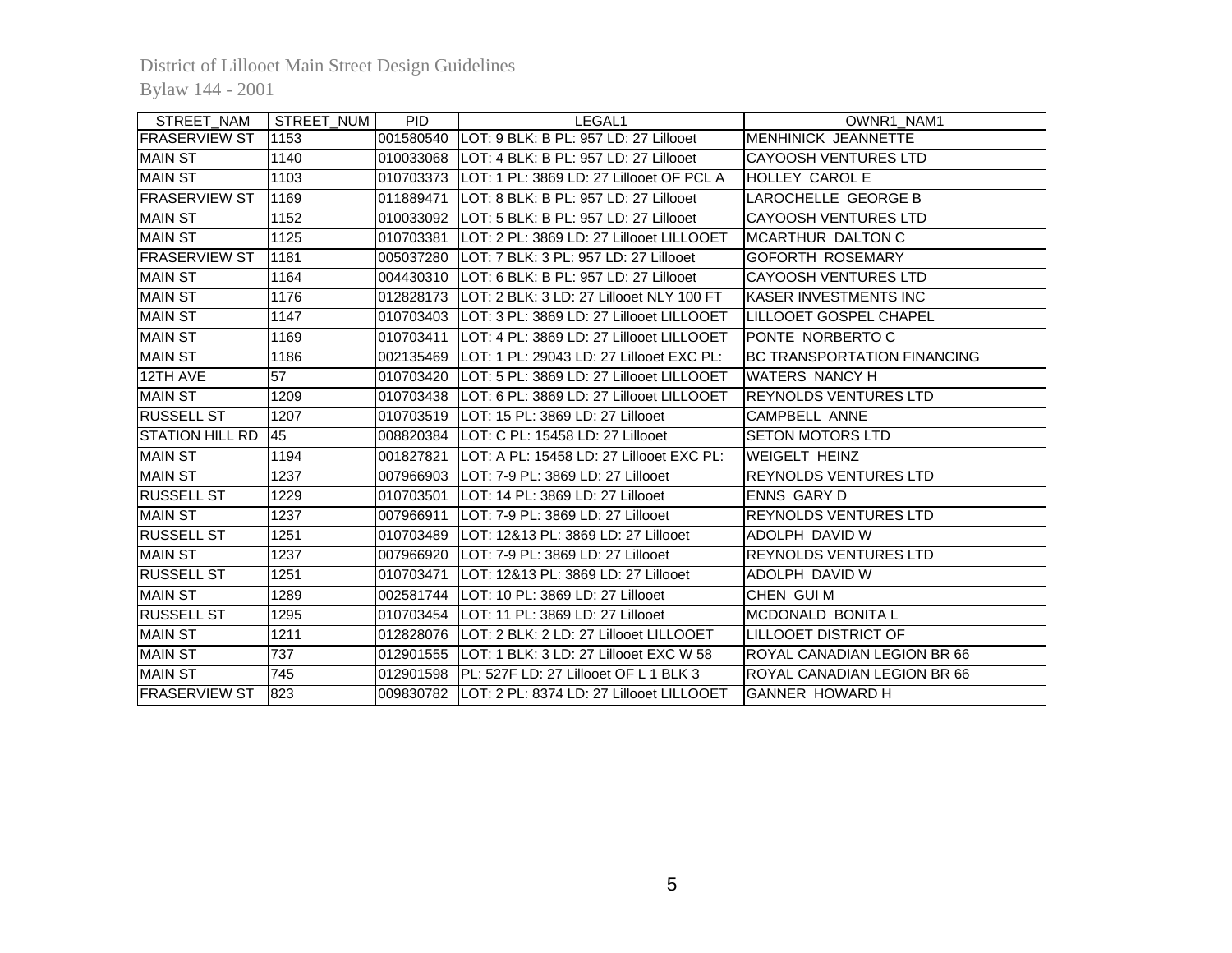| STREET_NAM | STREET_NUM | PID | LEGAL1 | OWNR1_NAM1 |
|---|---|---|---|---|
| FRASERVIEW ST | 1153 | 001580540 | LOT: 9 BLK: B PL: 957 LD: 27 Lillooet | MENHINICK JEANNETTE |
| MAIN ST | 1140 | 010033068 | LOT: 4 BLK: B PL: 957 LD: 27 Lillooet | CAYOOSH VENTURES LTD |
| MAIN ST | 1103 | 010703373 | LOT: 1 PL: 3869 LD: 27 Lillooet OF PCL A | HOLLEY CAROL E |
| FRASERVIEW ST | 1169 | 011889471 | LOT: 8 BLK: B PL: 957 LD: 27 Lillooet | LAROCHELLE GEORGE B |
| MAIN ST | 1152 | 010033092 | LOT: 5 BLK: B PL: 957 LD: 27 Lillooet | CAYOOSH VENTURES LTD |
| MAIN ST | 1125 | 010703381 | LOT: 2 PL: 3869 LD: 27 Lillooet LILLOOET | MCARTHUR DALTON C |
| FRASERVIEW ST | 1181 | 005037280 | LOT: 7 BLK: 3 PL: 957 LD: 27 Lillooet | GOFORTH ROSEMARY |
| MAIN ST | 1164 | 004430310 | LOT: 6 BLK: B PL: 957 LD: 27 Lillooet | CAYOOSH VENTURES LTD |
| MAIN ST | 1176 | 012828173 | LOT: 2 BLK: 3 LD: 27 Lillooet NLY 100 FT | KASER INVESTMENTS INC |
| MAIN ST | 1147 | 010703403 | LOT: 3 PL: 3869 LD: 27 Lillooet LILLOOET | LILLOOET GOSPEL CHAPEL |
| MAIN ST | 1169 | 010703411 | LOT: 4 PL: 3869 LD: 27 Lillooet LILLOOET | PONTE NORBERTO C |
| MAIN ST | 1186 | 002135469 | LOT: 1 PL: 29043 LD: 27 Lillooet EXC PL: | BC TRANSPORTATION FINANCING |
| 12TH AVE | 57 | 010703420 | LOT: 5 PL: 3869 LD: 27 Lillooet LILLOOET | WATERS NANCY H |
| MAIN ST | 1209 | 010703438 | LOT: 6 PL: 3869 LD: 27 Lillooet LILLOOET | REYNOLDS VENTURES LTD |
| RUSSELL ST | 1207 | 010703519 | LOT: 15 PL: 3869 LD: 27 Lillooet | CAMPBELL ANNE |
| STATION HILL RD | 45 | 008820384 | LOT: C PL: 15458 LD: 27 Lillooet | SETON MOTORS LTD |
| MAIN ST | 1194 | 001827821 | LOT: A PL: 15458 LD: 27 Lillooet EXC PL: | WEIGELT HEINZ |
| MAIN ST | 1237 | 007966903 | LOT: 7-9 PL: 3869 LD: 27 Lillooet | REYNOLDS VENTURES LTD |
| RUSSELL ST | 1229 | 010703501 | LOT: 14 PL: 3869 LD: 27 Lillooet | ENNS GARY D |
| MAIN ST | 1237 | 007966911 | LOT: 7-9 PL: 3869 LD: 27 Lillooet | REYNOLDS VENTURES LTD |
| RUSSELL ST | 1251 | 010703489 | LOT: 12&13 PL: 3869 LD: 27 Lillooet | ADOLPH DAVID W |
| MAIN ST | 1237 | 007966920 | LOT: 7-9 PL: 3869 LD: 27 Lillooet | REYNOLDS VENTURES LTD |
| RUSSELL ST | 1251 | 010703471 | LOT: 12&13 PL: 3869 LD: 27 Lillooet | ADOLPH DAVID W |
| MAIN ST | 1289 | 002581744 | LOT: 10 PL: 3869 LD: 27 Lillooet | CHEN GUI M |
| RUSSELL ST | 1295 | 010703454 | LOT: 11 PL: 3869 LD: 27 Lillooet | MCDONALD BONITA L |
| MAIN ST | 1211 | 012828076 | LOT: 2 BLK: 2 LD: 27 Lillooet LILLOOET | LILLOOET DISTRICT OF |
| MAIN ST | 737 | 012901555 | LOT: 1 BLK: 3 LD: 27 Lillooet EXC W 58 | ROYAL CANADIAN LEGION BR 66 |
| MAIN ST | 745 | 012901598 | PL: 527F LD: 27 Lillooet OF L 1 BLK 3 | ROYAL CANADIAN LEGION BR 66 |
| FRASERVIEW ST | 823 | 009830782 | LOT: 2 PL: 8374 LD: 27 Lillooet LILLOOET | GANNER HOWARD H |